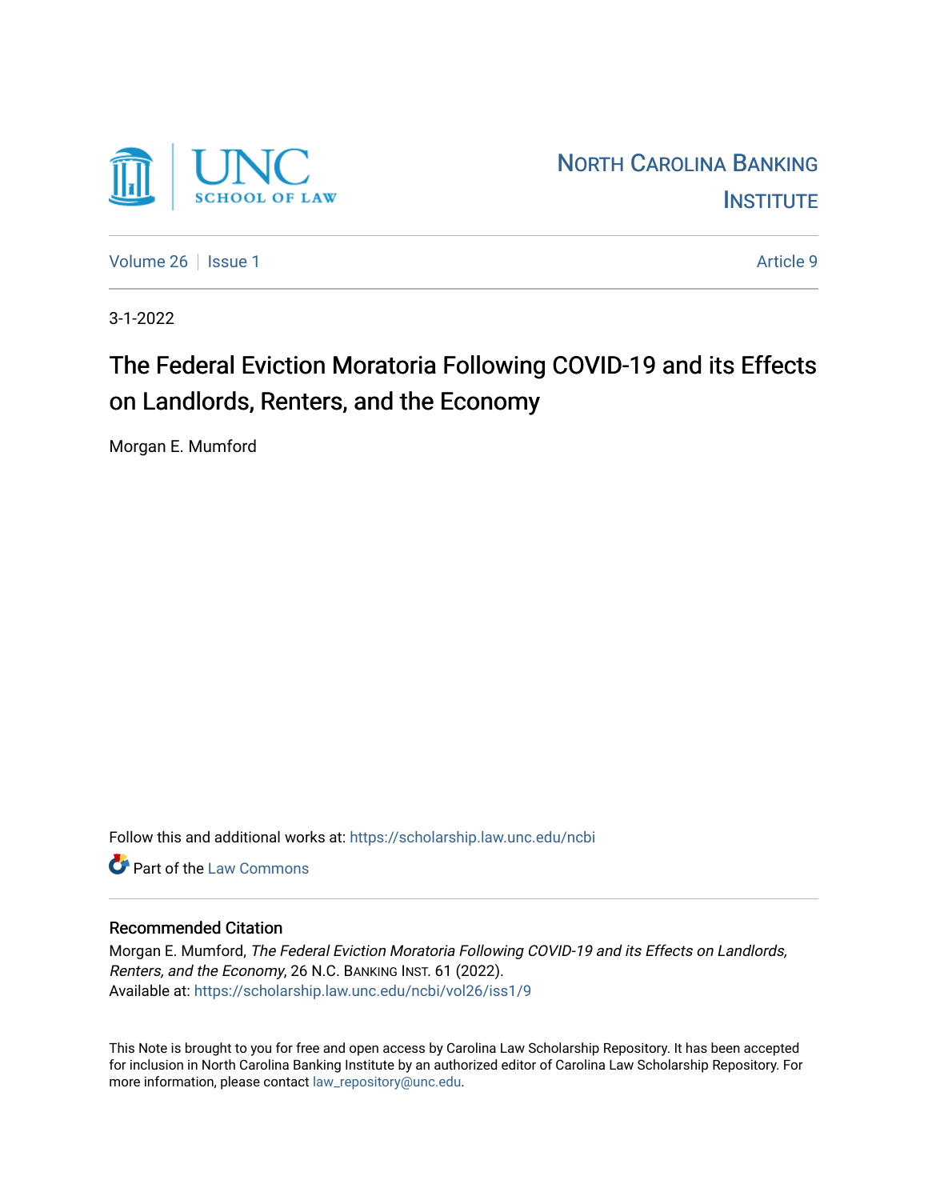UNC SCHOOL OF LAW

NORTH CAROLINA BANKING INSTITUTE

Volume 26 | Issue 1 | Article 9

3-1-2022

# The Federal Eviction Moratoria Following COVID-19 and its Effects on Landlords, Renters, and the Economy

Morgan E. Mumford

Follow this and additional works at: https://scholarship.law.unc.edu/ncbi

Part of the Law Commons

## Recommended Citation

Morgan E. Mumford, *The Federal Eviction Moratoria Following COVID-19 and its Effects on Landlords, Renters, and the Economy*, 26 N.C. BANKING INST. 61 (2022).
Available at: https://scholarship.law.unc.edu/ncbi/vol26/iss1/9

This Note is brought to you for free and open access by Carolina Law Scholarship Repository. It has been accepted for inclusion in North Carolina Banking Institute by an authorized editor of Carolina Law Scholarship Repository. For more information, please contact law_repository@unc.edu.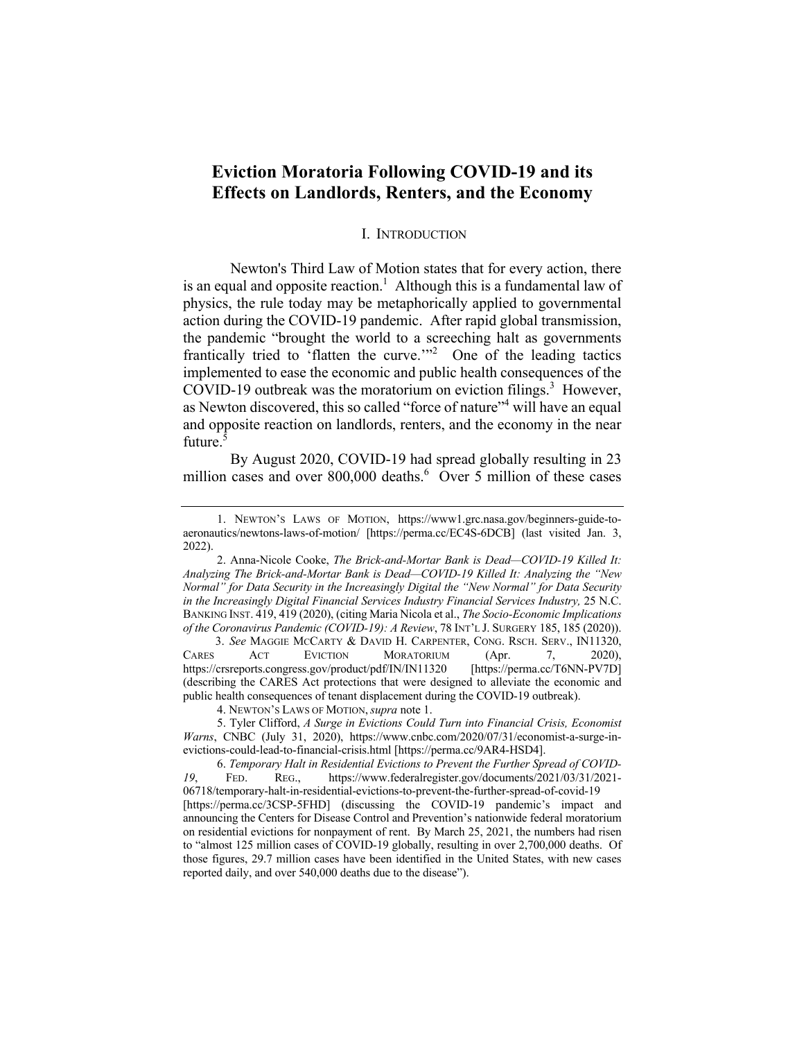# Eviction Moratoria Following COVID-19 and its Effects on Landlords, Renters, and the Economy

## I. INTRODUCTION

Newton's Third Law of Motion states that for every action, there is an equal and opposite reaction.[1] Although this is a fundamental law of physics, the rule today may be metaphorically applied to governmental action during the COVID-19 pandemic. After rapid global transmission, the pandemic "brought the world to a screeching halt as governments frantically tried to 'flatten the curve.'"[2] One of the leading tactics implemented to ease the economic and public health consequences of the COVID-19 outbreak was the moratorium on eviction filings.[3] However, as Newton discovered, this so called "force of nature"[4] will have an equal and opposite reaction on landlords, renters, and the economy in the near future.[5]

By August 2020, COVID-19 had spread globally resulting in 23 million cases and over 800,000 deaths.[6] Over 5 million of these cases

---

1. NEWTON'S LAWS OF MOTION, https://www1.grc.nasa.gov/beginners-guide-to-aeronautics/newtons-laws-of-motion/ [https://perma.cc/EC4S-6DCB] (last visited Jan. 3, 2022).

2. Anna-Nicole Cooke, *The Brick-and-Mortar Bank is Dead—COVID-19 Killed It: Analyzing The Brick-and-Mortar Bank is Dead—COVID-19 Killed It: Analyzing the "New Normal" for Data Security in the Increasingly Digital the "New Normal" for Data Security in the Increasingly Digital Financial Services Industry Financial Services Industry,* 25 N.C. BANKING INST. 419, 419 (2020), (citing Maria Nicola et al., *The Socio-Economic Implications of the Coronavirus Pandemic (COVID-19): A Review*, 78 INT'L J. SURGERY 185, 185 (2020)).

3. *See* MAGGIE MCCARTY & DAVID H. CARPENTER, CONG. RSCH. SERV., IN11320, CARES ACT EVICTION MORATORIUM (Apr. 7, 2020), https://crsreports.congress.gov/product/pdf/IN/IN11320 [https://perma.cc/T6NN-PV7D] (describing the CARES Act protections that were designed to alleviate the economic and public health consequences of tenant displacement during the COVID-19 outbreak).

4. NEWTON'S LAWS OF MOTION, *supra* note 1.

5. Tyler Clifford, *A Surge in Evictions Could Turn into Financial Crisis, Economist Warns*, CNBC (July 31, 2020), https://www.cnbc.com/2020/07/31/economist-a-surge-in-evictions-could-lead-to-financial-crisis.html [https://perma.cc/9AR4-HSD4].

6. *Temporary Halt in Residential Evictions to Prevent the Further Spread of COVID-19*, FED. REG., https://www.federalregister.gov/documents/2021/03/31/2021-06718/temporary-halt-in-residential-evictions-to-prevent-the-further-spread-of-covid-19 [https://perma.cc/3CSP-5FHD] (discussing the COVID-19 pandemic's impact and announcing the Centers for Disease Control and Prevention's nationwide federal moratorium on residential evictions for nonpayment of rent. By March 25, 2021, the numbers had risen to "almost 125 million cases of COVID-19 globally, resulting in over 2,700,000 deaths. Of those figures, 29.7 million cases have been identified in the United States, with new cases reported daily, and over 540,000 deaths due to the disease").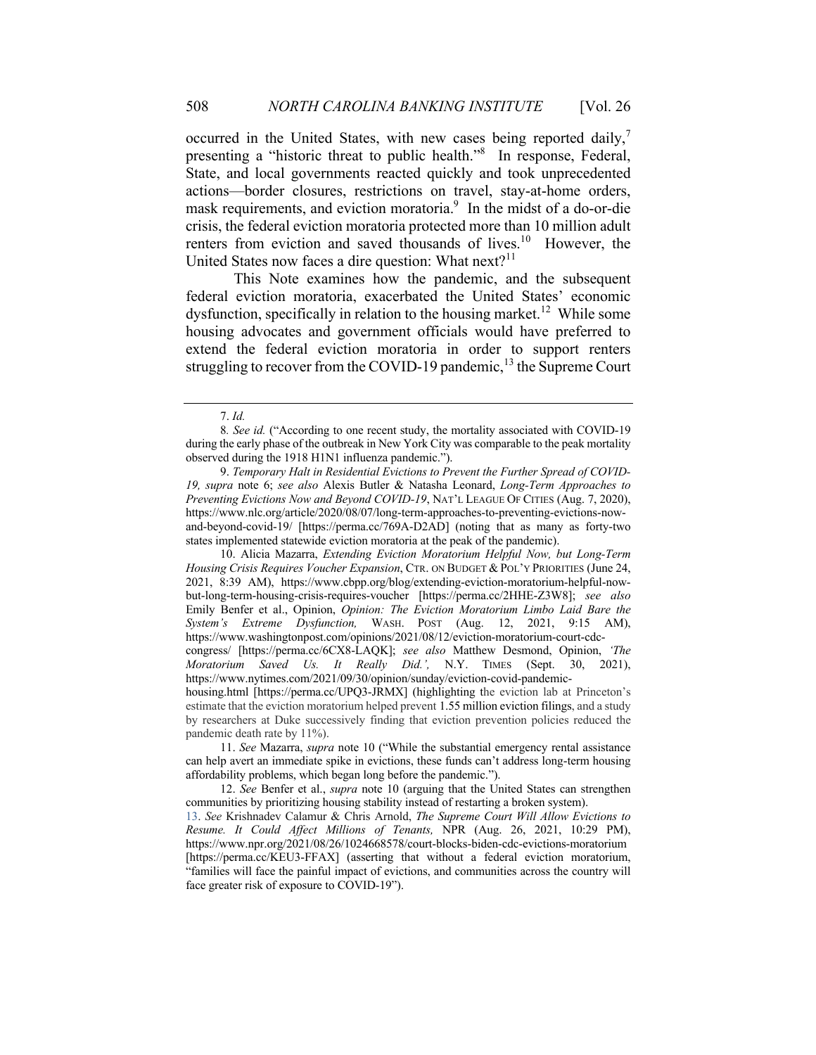occurred in the United States, with new cases being reported daily,[7] presenting a "historic threat to public health."[8] In response, Federal, State, and local governments reacted quickly and took unprecedented actions—border closures, restrictions on travel, stay-at-home orders, mask requirements, and eviction moratoria.[9] In the midst of a do-or-die crisis, the federal eviction moratoria protected more than 10 million adult renters from eviction and saved thousands of lives.[10] However, the United States now faces a dire question: What next?[11]

This Note examines how the pandemic, and the subsequent federal eviction moratoria, exacerbated the United States' economic dysfunction, specifically in relation to the housing market.[12] While some housing advocates and government officials would have preferred to extend the federal eviction moratoria in order to support renters struggling to recover from the COVID-19 pandemic,[13] the Supreme Court

---

7. *Id.*

8. *See id.* ("According to one recent study, the mortality associated with COVID-19 during the early phase of the outbreak in New York City was comparable to the peak mortality observed during the 1918 H1N1 influenza pandemic.").

9. *Temporary Halt in Residential Evictions to Prevent the Further Spread of COVID-19, supra* note 6; *see also* Alexis Butler & Natasha Leonard, *Long-Term Approaches to Preventing Evictions Now and Beyond COVID-19*, NAT'L LEAGUE OF CITIES (Aug. 7, 2020), https://www.nlc.org/article/2020/08/07/long-term-approaches-to-preventing-evictions-now-and-beyond-covid-19/ [https://perma.cc/769A-D2AD] (noting that as many as forty-two states implemented statewide eviction moratoria at the peak of the pandemic).

10. Alicia Mazarra, *Extending Eviction Moratorium Helpful Now, but Long-Term Housing Crisis Requires Voucher Expansion*, CTR. ON BUDGET & POL'Y PRIORITIES (June 24, 2021, 8:39 AM), https://www.cbpp.org/blog/extending-eviction-moratorium-helpful-now-but-long-term-housing-crisis-requires-voucher [https://perma.cc/2HHE-Z3W8]; *see also* Emily Benfer et al., Opinion, *Opinion: The Eviction Moratorium Limbo Laid Bare the System's Extreme Dysfunction,* WASH. POST (Aug. 12, 2021, 9:15 AM), https://www.washingtonpost.com/opinions/2021/08/12/eviction-moratorium-court-cdc-congress/ [https://perma.cc/6CX8-LAQK]; *see also* Matthew Desmond, Opinion, *'The Moratorium Saved Us. It Really Did.',* N.Y. TIMES (Sept. 30, 2021), https://www.nytimes.com/2021/09/30/opinion/sunday/eviction-covid-pandemic-housing.html [https://perma.cc/UPQ3-JRMX] (highlighting the eviction lab at Princeton's estimate that the eviction moratorium helped prevent 1.55 million eviction filings, and a study by researchers at Duke successively finding that eviction prevention policies reduced the pandemic death rate by 11%).

11. *See* Mazarra, *supra* note 10 ("While the substantial emergency rental assistance can help avert an immediate spike in evictions, these funds can't address long-term housing affordability problems, which began long before the pandemic.").

12. *See* Benfer et al., *supra* note 10 (arguing that the United States can strengthen communities by prioritizing housing stability instead of restarting a broken system).

13. *See* Krishnadev Calamur & Chris Arnold, *The Supreme Court Will Allow Evictions to Resume. It Could Affect Millions of Tenants,* NPR (Aug. 26, 2021, 10:29 PM), https://www.npr.org/2021/08/26/1024668578/court-blocks-biden-cdc-evictions-moratorium [https://perma.cc/KEU3-FFAX] (asserting that without a federal eviction moratorium, "families will face the painful impact of evictions, and communities across the country will face greater risk of exposure to COVID-19").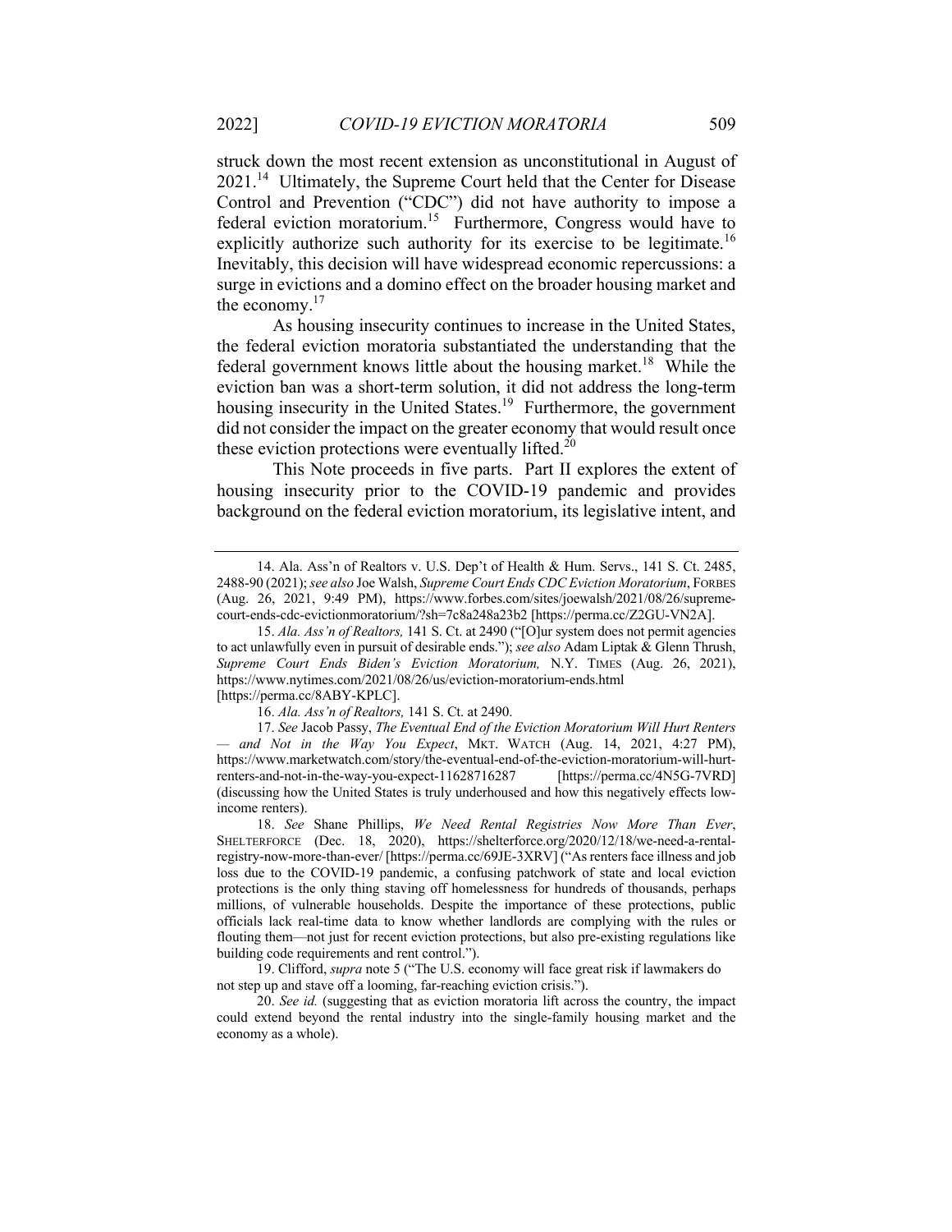struck down the most recent extension as unconstitutional in August of 2021.[14] Ultimately, the Supreme Court held that the Center for Disease Control and Prevention ("CDC") did not have authority to impose a federal eviction moratorium.[15] Furthermore, Congress would have to explicitly authorize such authority for its exercise to be legitimate.[16] Inevitably, this decision will have widespread economic repercussions: a surge in evictions and a domino effect on the broader housing market and the economy.[17]

As housing insecurity continues to increase in the United States, the federal eviction moratoria substantiated the understanding that the federal government knows little about the housing market.[18] While the eviction ban was a short-term solution, it did not address the long-term housing insecurity in the United States.[19] Furthermore, the government did not consider the impact on the greater economy that would result once these eviction protections were eventually lifted.[20]

This Note proceeds in five parts. Part II explores the extent of housing insecurity prior to the COVID-19 pandemic and provides background on the federal eviction moratorium, its legislative intent, and

---

14. Ala. Ass'n of Realtors v. U.S. Dep't of Health & Hum. Servs., 141 S. Ct. 2485, 2488-90 (2021); *see also* Joe Walsh, *Supreme Court Ends CDC Eviction Moratorium*, FORBES (Aug. 26, 2021, 9:49 PM), https://www.forbes.com/sites/joewalsh/2021/08/26/supreme-court-ends-cdc-evictionmoratorium/?sh=7c8a248a23b2 [https://perma.cc/Z2GU-VN2A].

15. *Ala. Ass'n of Realtors,* 141 S. Ct. at 2490 ("[O]ur system does not permit agencies to act unlawfully even in pursuit of desirable ends."); *see also* Adam Liptak & Glenn Thrush, *Supreme Court Ends Biden's Eviction Moratorium,* N.Y. TIMES (Aug. 26, 2021), https://www.nytimes.com/2021/08/26/us/eviction-moratorium-ends.html [https://perma.cc/8ABY-KPLC].

16. *Ala. Ass'n of Realtors,* 141 S. Ct. at 2490.

17. *See* Jacob Passy, *The Eventual End of the Eviction Moratorium Will Hurt Renters — and Not in the Way You Expect*, MKT. WATCH (Aug. 14, 2021, 4:27 PM), https://www.marketwatch.com/story/the-eventual-end-of-the-eviction-moratorium-will-hurt-renters-and-not-in-the-way-you-expect-11628716287 [https://perma.cc/4N5G-7VRD] (discussing how the United States is truly underhoused and how this negatively effects low-income renters).

18. *See* Shane Phillips, *We Need Rental Registries Now More Than Ever*, SHELTERFORCE (Dec. 18, 2020), https://shelterforce.org/2020/12/18/we-need-a-rental-registry-now-more-than-ever/ [https://perma.cc/69JE-3XRV] ("As renters face illness and job loss due to the COVID-19 pandemic, a confusing patchwork of state and local eviction protections is the only thing staving off homelessness for hundreds of thousands, perhaps millions, of vulnerable households. Despite the importance of these protections, public officials lack real-time data to know whether landlords are complying with the rules or flouting them—not just for recent eviction protections, but also pre-existing regulations like building code requirements and rent control.").

19. Clifford, *supra* note 5 ("The U.S. economy will face great risk if lawmakers do not step up and stave off a looming, far-reaching eviction crisis.").

20. *See id.* (suggesting that as eviction moratoria lift across the country, the impact could extend beyond the rental industry into the single-family housing market and the economy as a whole).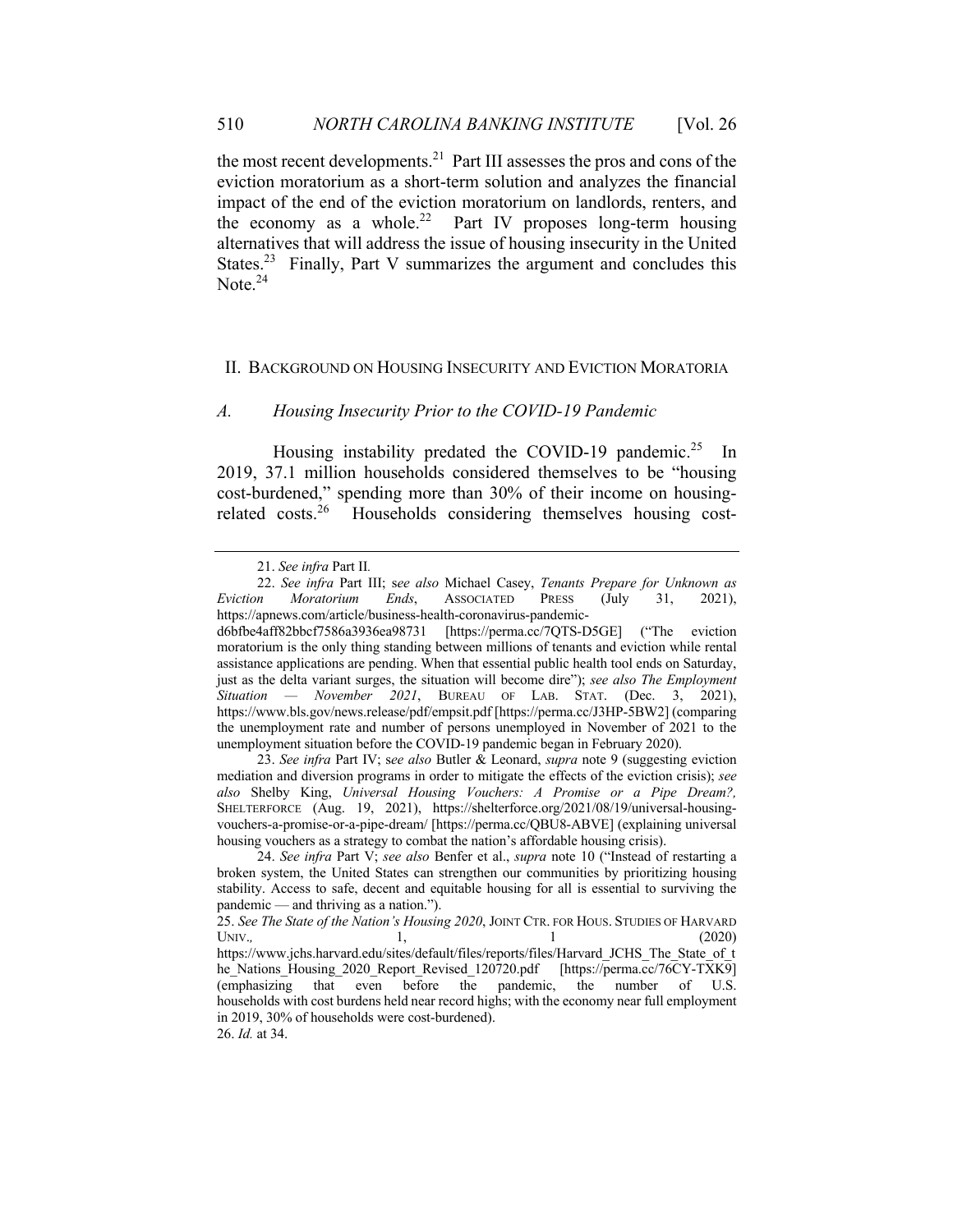the most recent developments.[21] Part III assesses the pros and cons of the eviction moratorium as a short-term solution and analyzes the financial impact of the end of the eviction moratorium on landlords, renters, and the economy as a whole.[22] Part IV proposes long-term housing alternatives that will address the issue of housing insecurity in the United States.[23] Finally, Part V summarizes the argument and concludes this Note.[24]

## II. BACKGROUND ON HOUSING INSECURITY AND EVICTION MORATORIA

### *A. Housing Insecurity Prior to the COVID-19 Pandemic*

Housing instability predated the COVID-19 pandemic.[25] In 2019, 37.1 million households considered themselves to be "housing cost-burdened," spending more than 30% of their income on housing-related costs.[26] Households considering themselves housing cost-

---

21. *See infra* Part II.

22. *See infra* Part III; *see also* Michael Casey, *Tenants Prepare for Unknown as Eviction Moratorium Ends*, ASSOCIATED PRESS (July 31, 2021), https://apnews.com/article/business-health-coronavirus-pandemic-d6bfbe4aff82bbcf7586a3936ea98731 [https://perma.cc/7QTS-D5GE] ("The eviction moratorium is the only thing standing between millions of tenants and eviction while rental assistance applications are pending. When that essential public health tool ends on Saturday, just as the delta variant surges, the situation will become dire"); *see also The Employment Situation — November 2021*, BUREAU OF LAB. STAT. (Dec. 3, 2021), https://www.bls.gov/news.release/pdf/empsit.pdf [https://perma.cc/J3HP-5BW2] (comparing the unemployment rate and number of persons unemployed in November of 2021 to the unemployment situation before the COVID-19 pandemic began in February 2020).

23. *See infra* Part IV; *see also* Butler & Leonard, *supra* note 9 (suggesting eviction mediation and diversion programs in order to mitigate the effects of the eviction crisis); *see also* Shelby King, *Universal Housing Vouchers: A Promise or a Pipe Dream?,* SHELTERFORCE (Aug. 19, 2021), https://shelterforce.org/2021/08/19/universal-housing-vouchers-a-promise-or-a-pipe-dream/ [https://perma.cc/QBU8-ABVE] (explaining universal housing vouchers as a strategy to combat the nation's affordable housing crisis).

24. *See infra* Part V; *see also* Benfer et al., *supra* note 10 ("Instead of restarting a broken system, the United States can strengthen our communities by prioritizing housing stability. Access to safe, decent and equitable housing for all is essential to surviving the pandemic — and thriving as a nation.").

25. *See The State of the Nation's Housing 2020*, JOINT CTR. FOR HOUS. STUDIES OF HARVARD UNIV., 1, 1 (2020) https://www.jchs.harvard.edu/sites/default/files/reports/files/Harvard_JCHS_The_State_of_the_Nations_Housing_2020_Report_Revised_120720.pdf [https://perma.cc/76CY-TXK9] (emphasizing that even before the pandemic, the number of U.S. households with cost burdens held near record highs; with the economy near full employment in 2019, 30% of households were cost-burdened).

26. *Id.* at 34.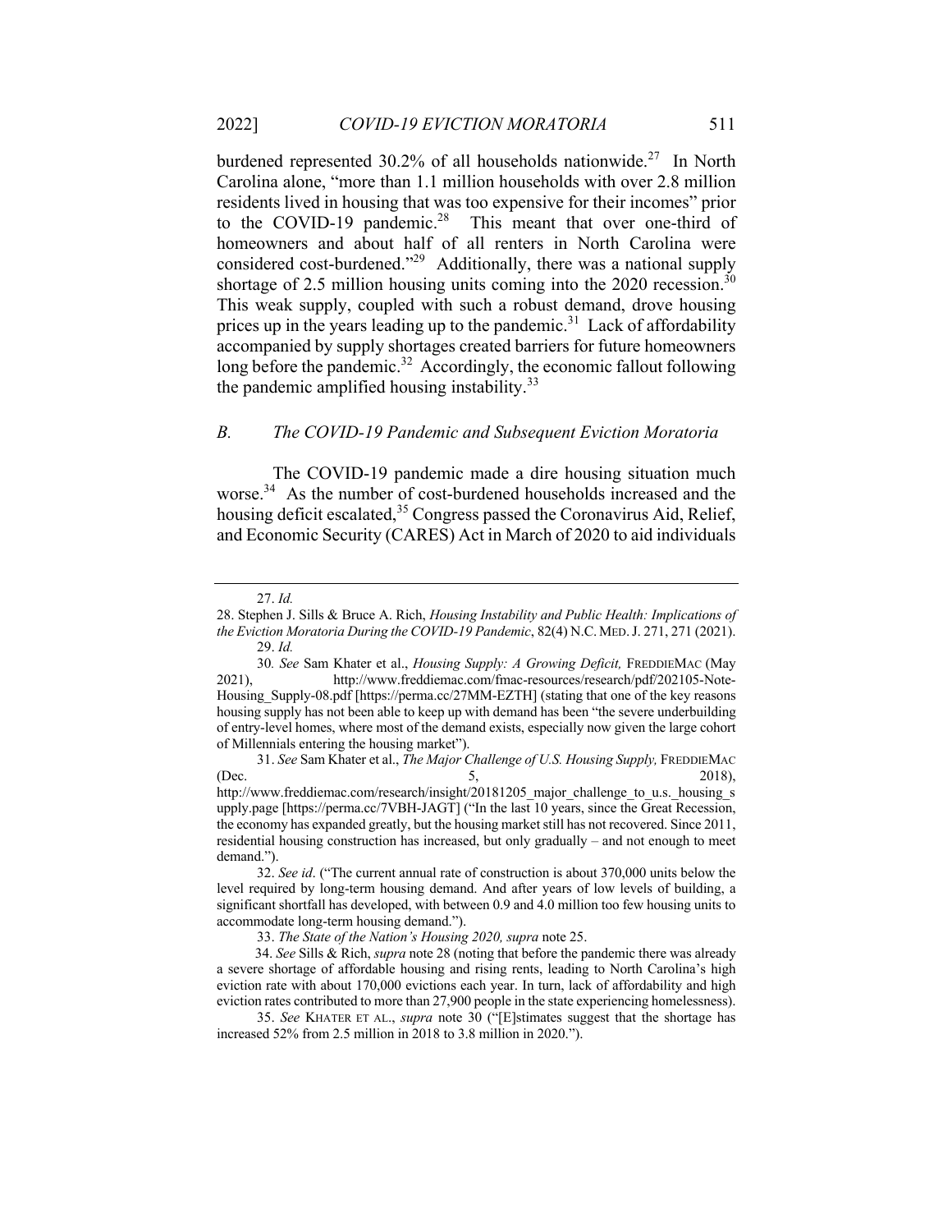burdened represented 30.2% of all households nationwide.[27] In North Carolina alone, "more than 1.1 million households with over 2.8 million residents lived in housing that was too expensive for their incomes" prior to the COVID-19 pandemic.[28] This meant that over one-third of homeowners and about half of all renters in North Carolina were considered cost-burdened."[29] Additionally, there was a national supply shortage of 2.5 million housing units coming into the 2020 recession.[30] This weak supply, coupled with such a robust demand, drove housing prices up in the years leading up to the pandemic.[31] Lack of affordability accompanied by supply shortages created barriers for future homeowners long before the pandemic.[32] Accordingly, the economic fallout following the pandemic amplified housing instability.[33]

### *B. The COVID-19 Pandemic and Subsequent Eviction Moratoria*

The COVID-19 pandemic made a dire housing situation much worse.[34] As the number of cost-burdened households increased and the housing deficit escalated,[35] Congress passed the Coronavirus Aid, Relief, and Economic Security (CARES) Act in March of 2020 to aid individuals

---

27. *Id.*

28. Stephen J. Sills & Bruce A. Rich, *Housing Instability and Public Health: Implications of the Eviction Moratoria During the COVID-19 Pandemic*, 82(4) N.C. MED. J. 271, 271 (2021).

29. *Id.*

30. *See* Sam Khater et al., *Housing Supply: A Growing Deficit,* FREDDIEMAC (May 2021), http://www.freddiemac.com/fmac-resources/research/pdf/202105-Note-Housing_Supply-08.pdf [https://perma.cc/27MM-EZTH] (stating that one of the key reasons housing supply has not been able to keep up with demand has been "the severe underbuilding of entry-level homes, where most of the demand exists, especially now given the large cohort of Millennials entering the housing market").

31. *See* Sam Khater et al., *The Major Challenge of U.S. Housing Supply,* FREDDIEMAC (Dec. 5, 2018), http://www.freddiemac.com/research/insight/20181205_major_challenge_to_u.s._housing_supply.page [https://perma.cc/7VBH-JAGT] ("In the last 10 years, since the Great Recession, the economy has expanded greatly, but the housing market still has not recovered. Since 2011, residential housing construction has increased, but only gradually – and not enough to meet demand.").

32. *See id*. ("The current annual rate of construction is about 370,000 units below the level required by long-term housing demand. And after years of low levels of building, a significant shortfall has developed, with between 0.9 and 4.0 million too few housing units to accommodate long-term housing demand.").

33. *The State of the Nation's Housing 2020, supra* note 25.

34. *See* Sills & Rich, *supra* note 28 (noting that before the pandemic there was already a severe shortage of affordable housing and rising rents, leading to North Carolina's high eviction rate with about 170,000 evictions each year. In turn, lack of affordability and high eviction rates contributed to more than 27,900 people in the state experiencing homelessness).

35. *See* KHATER ET AL., *supra* note 30 ("[E]stimates suggest that the shortage has increased 52% from 2.5 million in 2018 to 3.8 million in 2020.").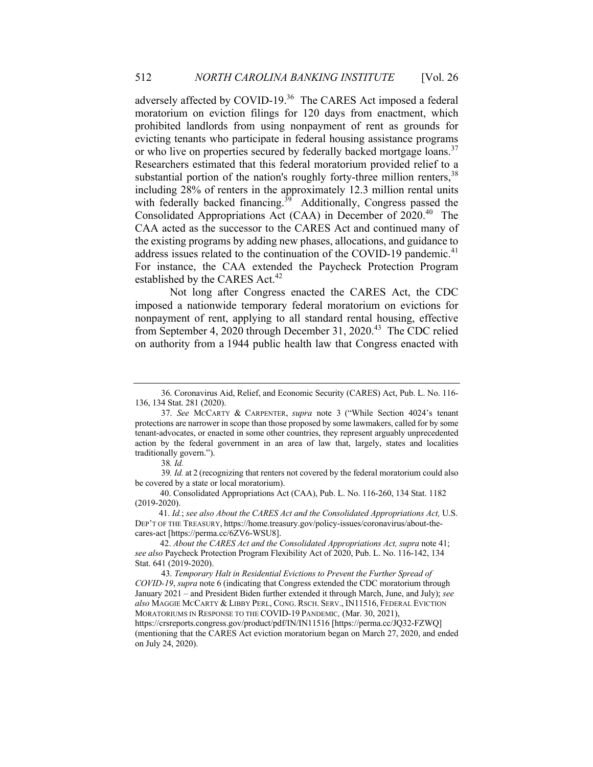adversely affected by COVID-19.[36] The CARES Act imposed a federal moratorium on eviction filings for 120 days from enactment, which prohibited landlords from using nonpayment of rent as grounds for evicting tenants who participate in federal housing assistance programs or who live on properties secured by federally backed mortgage loans.[37] Researchers estimated that this federal moratorium provided relief to a substantial portion of the nation's roughly forty-three million renters,[38] including 28% of renters in the approximately 12.3 million rental units with federally backed financing.[39] Additionally, Congress passed the Consolidated Appropriations Act (CAA) in December of 2020.[40] The CAA acted as the successor to the CARES Act and continued many of the existing programs by adding new phases, allocations, and guidance to address issues related to the continuation of the COVID-19 pandemic.[41] For instance, the CAA extended the Paycheck Protection Program established by the CARES Act.[42]

Not long after Congress enacted the CARES Act, the CDC imposed a nationwide temporary federal moratorium on evictions for nonpayment of rent, applying to all standard rental housing, effective from September 4, 2020 through December 31, 2020.[43] The CDC relied on authority from a 1944 public health law that Congress enacted with

---

36. Coronavirus Aid, Relief, and Economic Security (CARES) Act, Pub. L. No. 116-136, 134 Stat. 281 (2020).

37. *See* MCCARTY & CARPENTER, *supra* note 3 ("While Section 4024's tenant protections are narrower in scope than those proposed by some lawmakers, called for by some tenant-advocates, or enacted in some other countries, they represent arguably unprecedented action by the federal government in an area of law that, largely, states and localities traditionally govern.").

38. *Id.*

39. *Id.* at 2 (recognizing that renters not covered by the federal moratorium could also be covered by a state or local moratorium).

40. Consolidated Appropriations Act (CAA), Pub. L. No. 116-260, 134 Stat. 1182 (2019-2020).

41. *Id.*; *see also About the CARES Act and the Consolidated Appropriations Act,* U.S. DEP'T OF THE TREASURY, https://home.treasury.gov/policy-issues/coronavirus/about-the-cares-act [https://perma.cc/6ZV6-WSU8].

42. *About the CARES Act and the Consolidated Appropriations Act, supra* note 41; *see also* Paycheck Protection Program Flexibility Act of 2020, Pub. L. No. 116-142, 134 Stat. 641 (2019-2020).

43. *Temporary Halt in Residential Evictions to Prevent the Further Spread of COVID-19*, *supra* note 6 (indicating that Congress extended the CDC moratorium through January 2021 – and President Biden further extended it through March, June, and July); *see also* MAGGIE MCCARTY & LIBBY PERL, CONG. RSCH. SERV., IN11516, FEDERAL EVICTION MORATORIUMS IN RESPONSE TO THE COVID-19 PANDEMIC, (Mar. 30, 2021), https://crsreports.congress.gov/product/pdf/IN/IN11516 [https://perma.cc/JQ32-FZWQ] (mentioning that the CARES Act eviction moratorium began on March 27, 2020, and ended on July 24, 2020).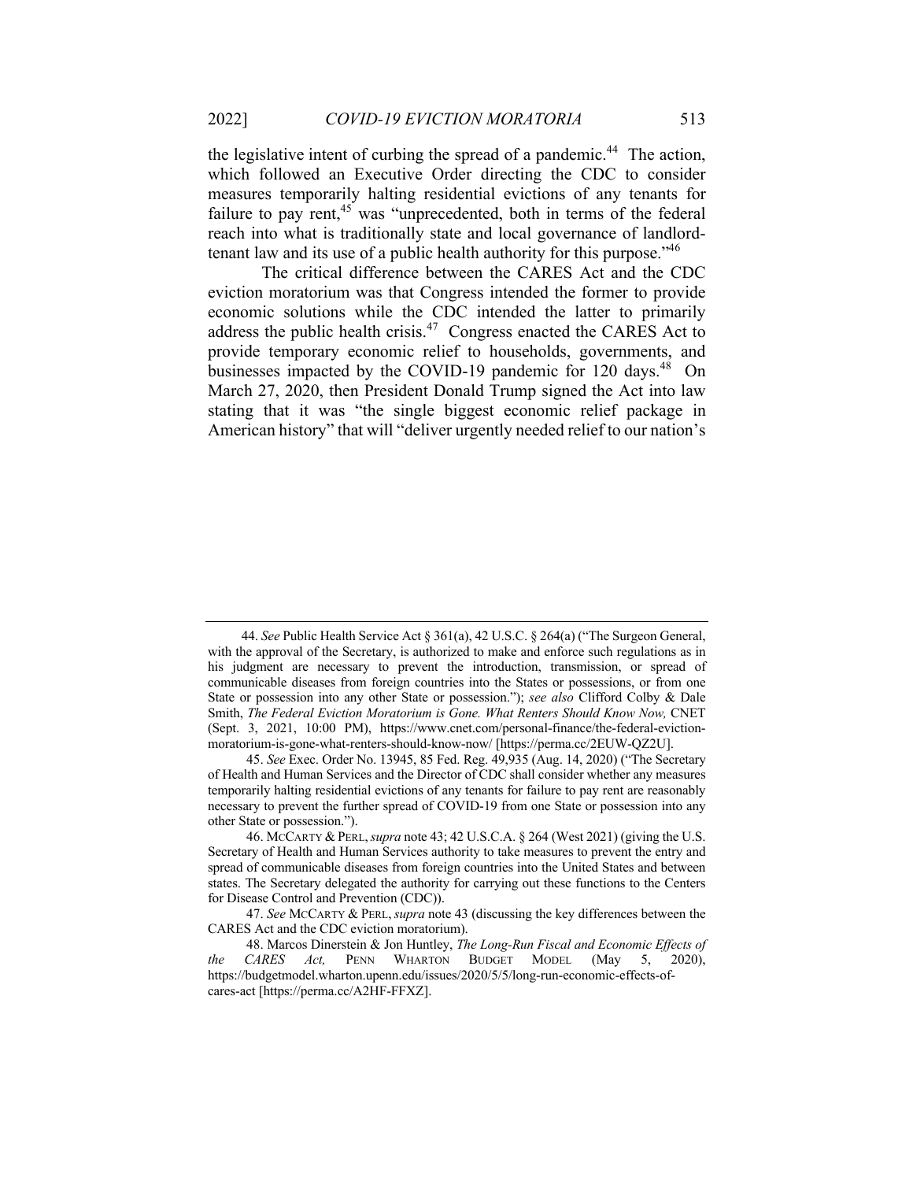the legislative intent of curbing the spread of a pandemic.[44] The action, which followed an Executive Order directing the CDC to consider measures temporarily halting residential evictions of any tenants for failure to pay rent,[45] was "unprecedented, both in terms of the federal reach into what is traditionally state and local governance of landlord-tenant law and its use of a public health authority for this purpose."[46]

The critical difference between the CARES Act and the CDC eviction moratorium was that Congress intended the former to provide economic solutions while the CDC intended the latter to primarily address the public health crisis.[47] Congress enacted the CARES Act to provide temporary economic relief to households, governments, and businesses impacted by the COVID-19 pandemic for 120 days.[48] On March 27, 2020, then President Donald Trump signed the Act into law stating that it was "the single biggest economic relief package in American history" that will "deliver urgently needed relief to our nation's

---

44. *See* Public Health Service Act § 361(a), 42 U.S.C. § 264(a) ("The Surgeon General, with the approval of the Secretary, is authorized to make and enforce such regulations as in his judgment are necessary to prevent the introduction, transmission, or spread of communicable diseases from foreign countries into the States or possessions, or from one State or possession into any other State or possession."); *see also* Clifford Colby & Dale Smith, *The Federal Eviction Moratorium is Gone. What Renters Should Know Now,* CNET (Sept. 3, 2021, 10:00 PM), https://www.cnet.com/personal-finance/the-federal-eviction-moratorium-is-gone-what-renters-should-know-now/ [https://perma.cc/2EUW-QZ2U].

45. *See* Exec. Order No. 13945, 85 Fed. Reg. 49,935 (Aug. 14, 2020) ("The Secretary of Health and Human Services and the Director of CDC shall consider whether any measures temporarily halting residential evictions of any tenants for failure to pay rent are reasonably necessary to prevent the further spread of COVID-19 from one State or possession into any other State or possession.").

46. MCCARTY & PERL, *supra* note 43; 42 U.S.C.A. § 264 (West 2021) (giving the U.S. Secretary of Health and Human Services authority to take measures to prevent the entry and spread of communicable diseases from foreign countries into the United States and between states. The Secretary delegated the authority for carrying out these functions to the Centers for Disease Control and Prevention (CDC)).

47. *See* MCCARTY & PERL, *supra* note 43 (discussing the key differences between the CARES Act and the CDC eviction moratorium).

48. Marcos Dinerstein & Jon Huntley, *The Long-Run Fiscal and Economic Effects of the CARES Act,* PENN WHARTON BUDGET MODEL (May 5, 2020), https://budgetmodel.wharton.upenn.edu/issues/2020/5/5/long-run-economic-effects-of-cares-act [https://perma.cc/A2HF-FFXZ].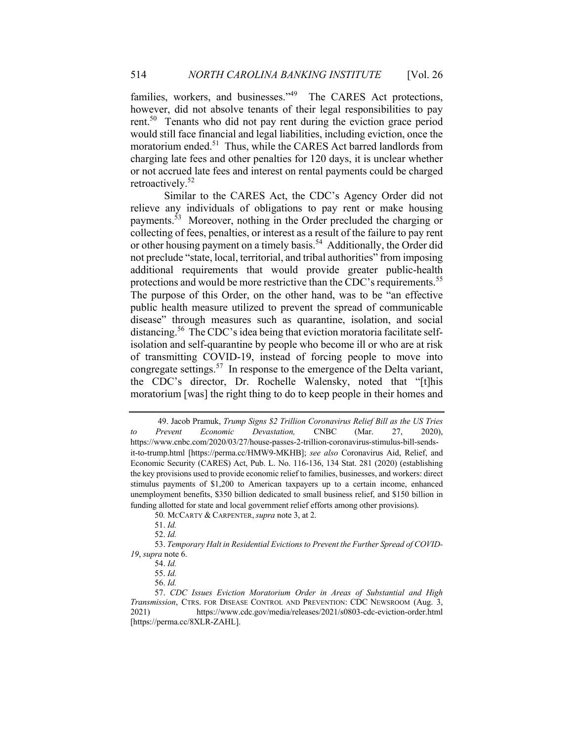families, workers, and businesses."[49] The CARES Act protections, however, did not absolve tenants of their legal responsibilities to pay rent.[50] Tenants who did not pay rent during the eviction grace period would still face financial and legal liabilities, including eviction, once the moratorium ended.[51] Thus, while the CARES Act barred landlords from charging late fees and other penalties for 120 days, it is unclear whether or not accrued late fees and interest on rental payments could be charged retroactively.[52]

Similar to the CARES Act, the CDC's Agency Order did not relieve any individuals of obligations to pay rent or make housing payments.[53] Moreover, nothing in the Order precluded the charging or collecting of fees, penalties, or interest as a result of the failure to pay rent or other housing payment on a timely basis.[54] Additionally, the Order did not preclude "state, local, territorial, and tribal authorities" from imposing additional requirements that would provide greater public-health protections and would be more restrictive than the CDC's requirements.[55] The purpose of this Order, on the other hand, was to be "an effective public health measure utilized to prevent the spread of communicable disease" through measures such as quarantine, isolation, and social distancing.[56] The CDC's idea being that eviction moratoria facilitate self-isolation and self-quarantine by people who become ill or who are at risk of transmitting COVID-19, instead of forcing people to move into congregate settings.[57] In response to the emergence of the Delta variant, the CDC's director, Dr. Rochelle Walensky, noted that "[t]his moratorium [was] the right thing to do to keep people in their homes and

---

49. Jacob Pramuk, *Trump Signs $2 Trillion Coronavirus Relief Bill as the US Tries to Prevent Economic Devastation,* CNBC (Mar. 27, 2020), https://www.cnbc.com/2020/03/27/house-passes-2-trillion-coronavirus-stimulus-bill-sends-it-to-trump.html [https://perma.cc/HMW9-MKHB]; *see also* Coronavirus Aid, Relief, and Economic Security (CARES) Act, Pub. L. No. 116-136, 134 Stat. 281 (2020) (establishing the key provisions used to provide economic relief to families, businesses, and workers: direct stimulus payments of $1,200 to American taxpayers up to a certain income, enhanced unemployment benefits, $350 billion dedicated to small business relief, and $150 billion in funding allotted for state and local government relief efforts among other provisions).

50. MCCARTY & CARPENTER, *supra* note 3, at 2.

51. *Id.*

52. *Id.*

53. *Temporary Halt in Residential Evictions to Prevent the Further Spread of COVID-19*, *supra* note 6.

54. *Id.*

55. *Id.*

56. *Id.*

57. *CDC Issues Eviction Moratorium Order in Areas of Substantial and High Transmission*, CTRS. FOR DISEASE CONTROL AND PREVENTION: CDC NEWSROOM (Aug. 3, 2021) https://www.cdc.gov/media/releases/2021/s0803-cdc-eviction-order.html [https://perma.cc/8XLR-ZAHL].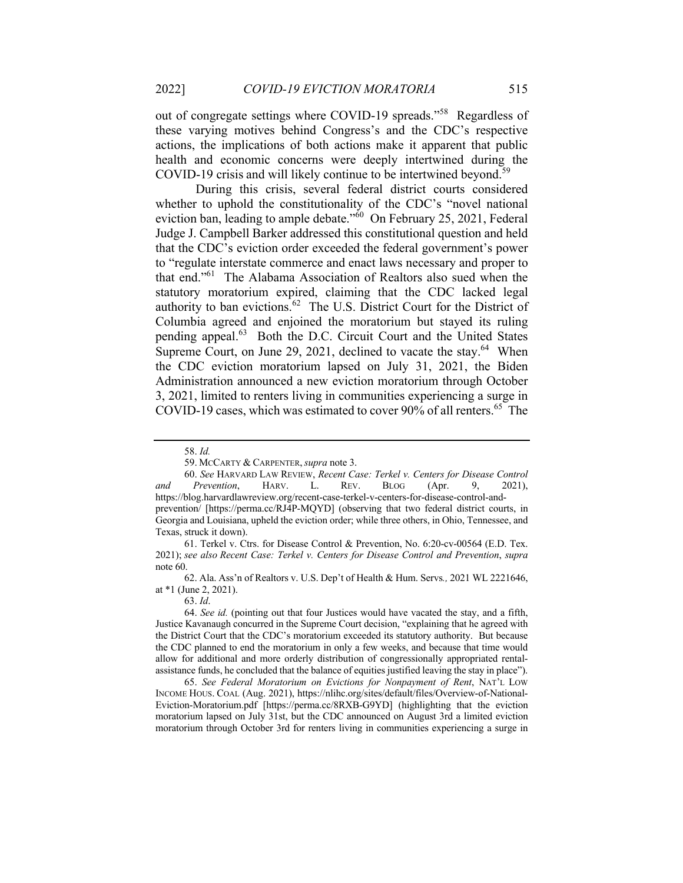out of congregate settings where COVID-19 spreads."[58] Regardless of these varying motives behind Congress's and the CDC's respective actions, the implications of both actions make it apparent that public health and economic concerns were deeply intertwined during the COVID-19 crisis and will likely continue to be intertwined beyond.[59]

During this crisis, several federal district courts considered whether to uphold the constitutionality of the CDC's "novel national eviction ban, leading to ample debate."[60] On February 25, 2021, Federal Judge J. Campbell Barker addressed this constitutional question and held that the CDC's eviction order exceeded the federal government's power to "regulate interstate commerce and enact laws necessary and proper to that end."[61] The Alabama Association of Realtors also sued when the statutory moratorium expired, claiming that the CDC lacked legal authority to ban evictions.[62] The U.S. District Court for the District of Columbia agreed and enjoined the moratorium but stayed its ruling pending appeal.[63] Both the D.C. Circuit Court and the United States Supreme Court, on June 29, 2021, declined to vacate the stay.[64] When the CDC eviction moratorium lapsed on July 31, 2021, the Biden Administration announced a new eviction moratorium through October 3, 2021, limited to renters living in communities experiencing a surge in COVID-19 cases, which was estimated to cover 90% of all renters.[65] The

---

58. *Id.*

59. MCCARTY & CARPENTER, *supra* note 3.

60. *See* HARVARD LAW REVIEW, *Recent Case: Terkel v. Centers for Disease Control and Prevention*, HARV. L. REV. BLOG (Apr. 9, 2021), https://blog.harvardlawreview.org/recent-case-terkel-v-centers-for-disease-control-and-prevention/ [https://perma.cc/RJ4P-MQYD] (observing that two federal district courts, in Georgia and Louisiana, upheld the eviction order; while three others, in Ohio, Tennessee, and Texas, struck it down).

61. Terkel v. Ctrs. for Disease Control & Prevention, No. 6:20-cv-00564 (E.D. Tex. 2021); *see also Recent Case: Terkel v. Centers for Disease Control and Prevention*, *supra* note 60.

62. Ala. Ass'n of Realtors v. U.S. Dep't of Health & Hum. Servs*.,* 2021 WL 2221646, at *1 (June 2, 2021).

63. *Id*.

64. *See id.* (pointing out that four Justices would have vacated the stay, and a fifth, Justice Kavanaugh concurred in the Supreme Court decision, "explaining that he agreed with the District Court that the CDC's moratorium exceeded its statutory authority. But because the CDC planned to end the moratorium in only a few weeks, and because that time would allow for additional and more orderly distribution of congressionally appropriated rental-assistance funds, he concluded that the balance of equities justified leaving the stay in place").

65. *See Federal Moratorium on Evictions for Nonpayment of Rent*, NAT'L LOW INCOME HOUS. COAL (Aug. 2021), https://nlihc.org/sites/default/files/Overview-of-National-Eviction-Moratorium.pdf [https://perma.cc/8RXB-G9YD] (highlighting that the eviction moratorium lapsed on July 31st, but the CDC announced on August 3rd a limited eviction moratorium through October 3rd for renters living in communities experiencing a surge in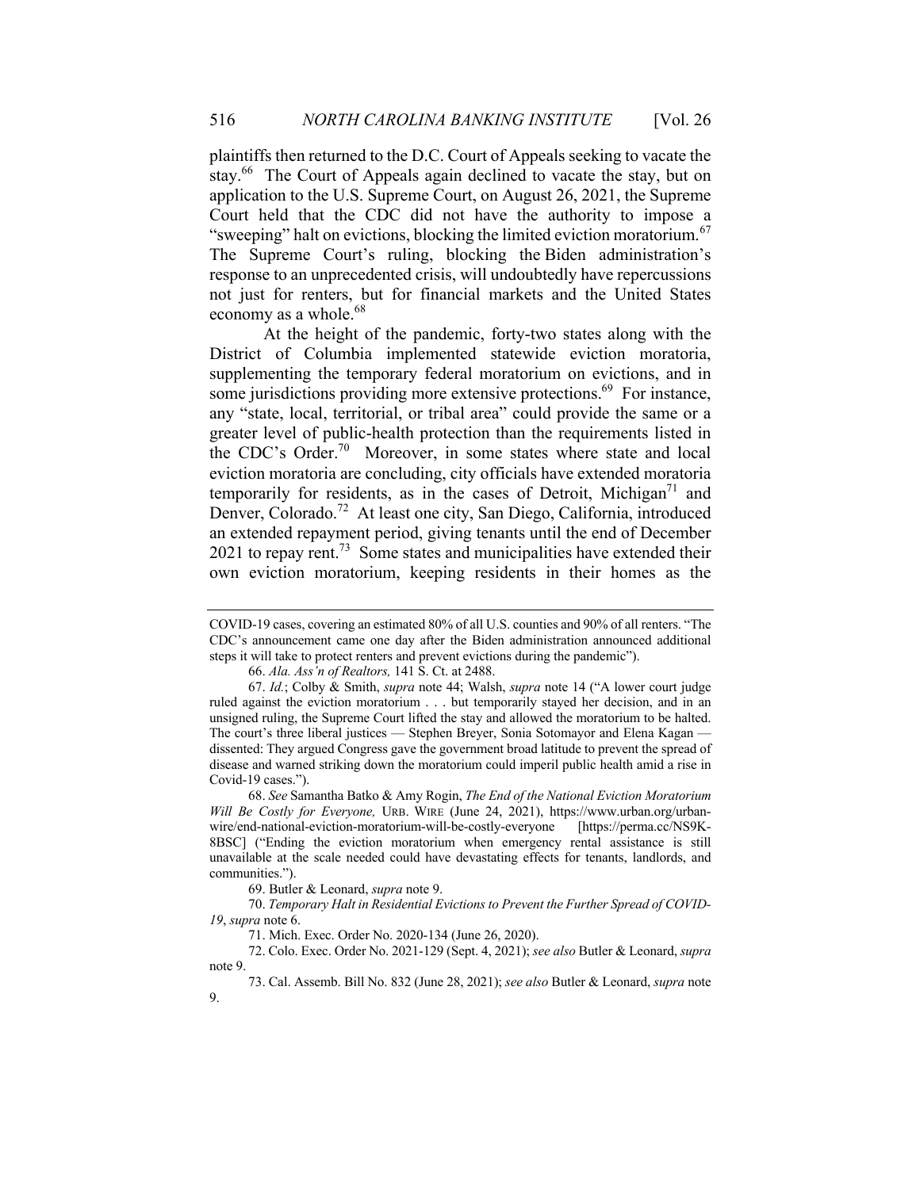plaintiffs then returned to the D.C. Court of Appeals seeking to vacate the stay.[66] The Court of Appeals again declined to vacate the stay, but on application to the U.S. Supreme Court, on August 26, 2021, the Supreme Court held that the CDC did not have the authority to impose a "sweeping" halt on evictions, blocking the limited eviction moratorium.[67] The Supreme Court's ruling, blocking the Biden administration's response to an unprecedented crisis, will undoubtedly have repercussions not just for renters, but for financial markets and the United States economy as a whole.[68]

At the height of the pandemic, forty-two states along with the District of Columbia implemented statewide eviction moratoria, supplementing the temporary federal moratorium on evictions, and in some jurisdictions providing more extensive protections.[69] For instance, any "state, local, territorial, or tribal area" could provide the same or a greater level of public-health protection than the requirements listed in the CDC's Order.[70] Moreover, in some states where state and local eviction moratoria are concluding, city officials have extended moratoria temporarily for residents, as in the cases of Detroit, Michigan[71] and Denver, Colorado.[72] At least one city, San Diego, California, introduced an extended repayment period, giving tenants until the end of December 2021 to repay rent.[73] Some states and municipalities have extended their own eviction moratorium, keeping residents in their homes as the

---

COVID-19 cases, covering an estimated 80% of all U.S. counties and 90% of all renters. "The CDC's announcement came one day after the Biden administration announced additional steps it will take to protect renters and prevent evictions during the pandemic").

66. *Ala. Ass'n of Realtors,* 141 S. Ct. at 2488.

67. *Id.*; Colby & Smith, *supra* note 44; Walsh, *supra* note 14 ("A lower court judge ruled against the eviction moratorium . . . but temporarily stayed her decision, and in an unsigned ruling, the Supreme Court lifted the stay and allowed the moratorium to be halted. The court's three liberal justices — Stephen Breyer, Sonia Sotomayor and Elena Kagan — dissented: They argued Congress gave the government broad latitude to prevent the spread of disease and warned striking down the moratorium could imperil public health amid a rise in Covid-19 cases.").

68. *See* Samantha Batko & Amy Rogin, *The End of the National Eviction Moratorium Will Be Costly for Everyone,* URB. WIRE (June 24, 2021), https://www.urban.org/urban-wire/end-national-eviction-moratorium-will-be-costly-everyone [https://perma.cc/NS9K-8BSC] ("Ending the eviction moratorium when emergency rental assistance is still unavailable at the scale needed could have devastating effects for tenants, landlords, and communities.").

69. Butler & Leonard, *supra* note 9.

70. *Temporary Halt in Residential Evictions to Prevent the Further Spread of COVID-19*, *supra* note 6.

71. Mich. Exec. Order No. 2020-134 (June 26, 2020).

72. Colo. Exec. Order No. 2021-129 (Sept. 4, 2021); *see also* Butler & Leonard, *supra* note 9.

73. Cal. Assemb. Bill No. 832 (June 28, 2021); *see also* Butler & Leonard, *supra* note 9.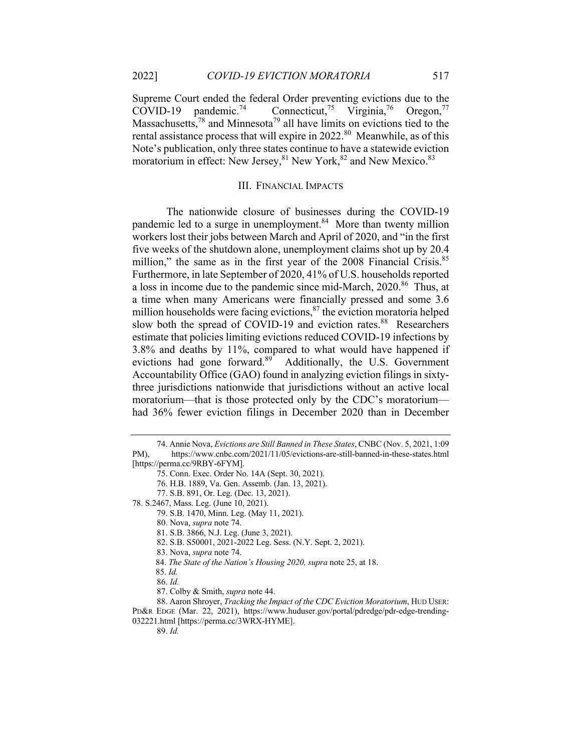Supreme Court ended the federal Order preventing evictions due to the COVID-19 pandemic.[74] Connecticut,[75] Virginia,[76] Oregon,[77] Massachusetts,[78] and Minnesota[79] all have limits on evictions tied to the rental assistance process that will expire in 2022.[80] Meanwhile, as of this Note's publication, only three states continue to have a statewide eviction moratorium in effect: New Jersey,[81] New York,[82] and New Mexico.[83]

## III. FINANCIAL IMPACTS

The nationwide closure of businesses during the COVID-19 pandemic led to a surge in unemployment.[84] More than twenty million workers lost their jobs between March and April of 2020, and "in the first five weeks of the shutdown alone, unemployment claims shot up by 20.4 million," the same as in the first year of the 2008 Financial Crisis.[85] Furthermore, in late September of 2020, 41% of U.S. households reported a loss in income due to the pandemic since mid-March, 2020.[86] Thus, at a time when many Americans were financially pressed and some 3.6 million households were facing evictions,[87] the eviction moratoria helped slow both the spread of COVID-19 and eviction rates.[88] Researchers estimate that policies limiting evictions reduced COVID-19 infections by 3.8% and deaths by 11%, compared to what would have happened if evictions had gone forward.[89] Additionally, the U.S. Government Accountability Office (GAO) found in analyzing eviction filings in sixty-three jurisdictions nationwide that jurisdictions without an active local moratorium—that is those protected only by the CDC's moratorium—had 36% fewer eviction filings in December 2020 than in December

---

74. Annie Nova, *Evictions are Still Banned in These States*, CNBC (Nov. 5, 2021, 1:09 PM), https://www.cnbc.com/2021/11/05/evictions-are-still-banned-in-these-states.html [https://perma.cc/9RBY-6FYM].

75. Conn. Exec. Order No. 14A (Sept. 30, 2021).

76. H.B. 1889, Va. Gen. Assemb. (Jan. 13, 2021).

77. S.B. 891, Or. Leg. (Dec. 13, 2021).

78. S.2467, Mass. Leg. (June 10, 2021).

79. S.B. 1470, Minn. Leg. (May 11, 2021).

80. Nova, *supra* note 74.

81. S.B. 3866, N.J. Leg. (June 3, 2021).

82. S.B. S50001, 2021-2022 Leg. Sess. (N.Y. Sept. 2, 2021).

83. Nova, *supra* note 74.

84. *The State of the Nation's Housing 2020, supra* note 25, at 18.

85. *Id.*

86. *Id.*

87. Colby & Smith, *supra* note 44.

88. Aaron Shroyer, *Tracking the Impact of the CDC Eviction Moratorium*, HUD USER: PD&R EDGE (Mar. 22, 2021), https://www.huduser.gov/portal/pdredge/pdr-edge-trending-032221.html [https://perma.cc/3WRX-HYME].

89. *Id.*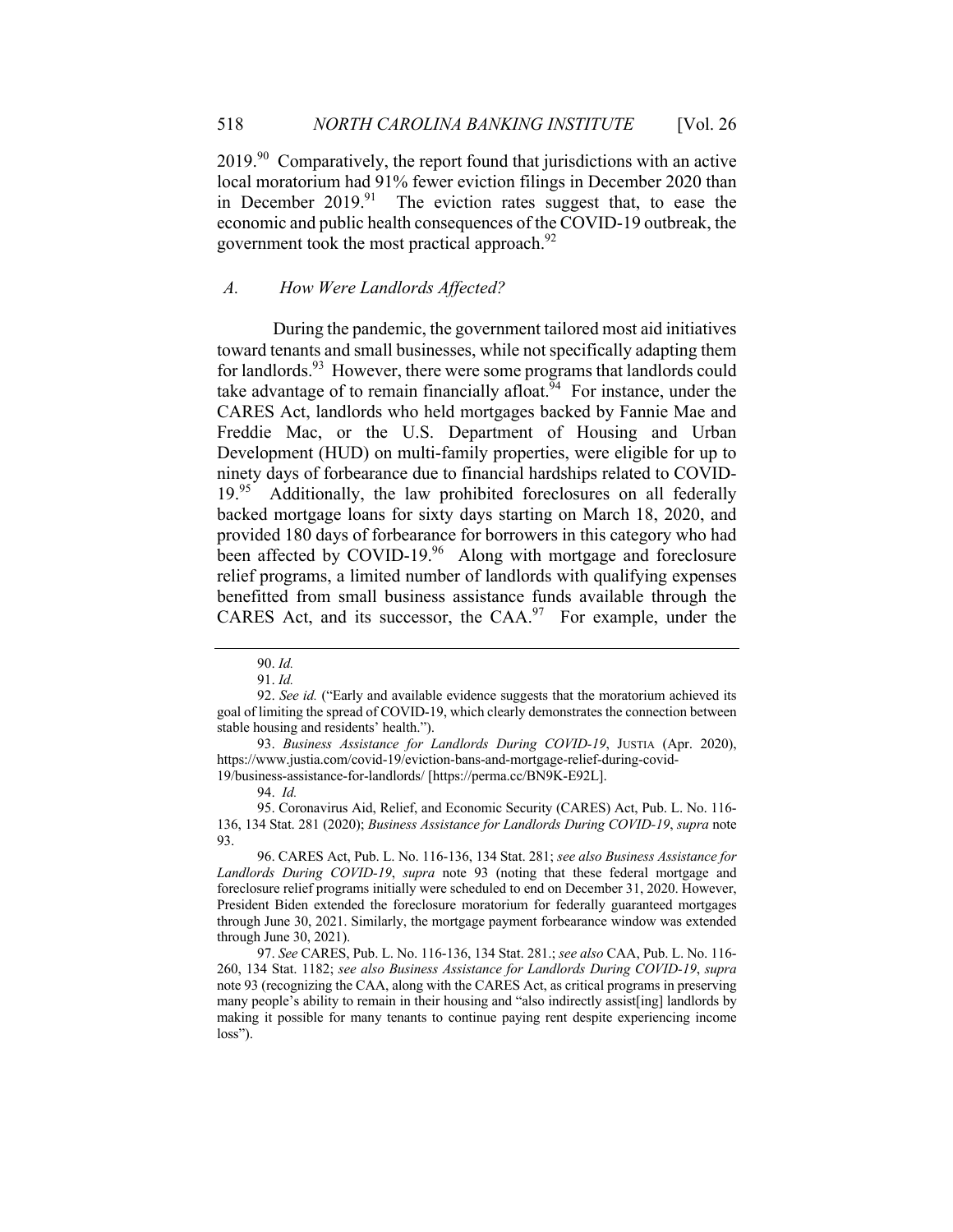2019.[90] Comparatively, the report found that jurisdictions with an active local moratorium had 91% fewer eviction filings in December 2020 than in December 2019.[91] The eviction rates suggest that, to ease the economic and public health consequences of the COVID-19 outbreak, the government took the most practical approach.[92]

### *A. How Were Landlords Affected?*

During the pandemic, the government tailored most aid initiatives toward tenants and small businesses, while not specifically adapting them for landlords.[93] However, there were some programs that landlords could take advantage of to remain financially afloat.[94] For instance, under the CARES Act, landlords who held mortgages backed by Fannie Mae and Freddie Mac, or the U.S. Department of Housing and Urban Development (HUD) on multi-family properties, were eligible for up to ninety days of forbearance due to financial hardships related to COVID-19.[95] Additionally, the law prohibited foreclosures on all federally backed mortgage loans for sixty days starting on March 18, 2020, and provided 180 days of forbearance for borrowers in this category who had been affected by COVID-19.[96] Along with mortgage and foreclosure relief programs, a limited number of landlords with qualifying expenses benefitted from small business assistance funds available through the CARES Act, and its successor, the CAA.[97] For example, under the

---

90. *Id.*

91. *Id.*

92. *See id.* ("Early and available evidence suggests that the moratorium achieved its goal of limiting the spread of COVID-19, which clearly demonstrates the connection between stable housing and residents' health.").

93. *Business Assistance for Landlords During COVID-19*, JUSTIA (Apr. 2020), https://www.justia.com/covid-19/eviction-bans-and-mortgage-relief-during-covid-19/business-assistance-for-landlords/ [https://perma.cc/BN9K-E92L].

94. *Id.*

95. Coronavirus Aid, Relief, and Economic Security (CARES) Act, Pub. L. No. 116-136, 134 Stat. 281 (2020); *Business Assistance for Landlords During COVID-19*, *supra* note 93.

96. CARES Act, Pub. L. No. 116-136, 134 Stat. 281; *see also Business Assistance for Landlords During COVID-19*, *supra* note 93 (noting that these federal mortgage and foreclosure relief programs initially were scheduled to end on December 31, 2020. However, President Biden extended the foreclosure moratorium for federally guaranteed mortgages through June 30, 2021. Similarly, the mortgage payment forbearance window was extended through June 30, 2021).

97. *See* CARES, Pub. L. No. 116-136, 134 Stat. 281.; *see also* CAA, Pub. L. No. 116-260, 134 Stat. 1182; *see also Business Assistance for Landlords During COVID-19*, *supra* note 93 (recognizing the CAA, along with the CARES Act, as critical programs in preserving many people's ability to remain in their housing and "also indirectly assist[ing] landlords by making it possible for many tenants to continue paying rent despite experiencing income loss").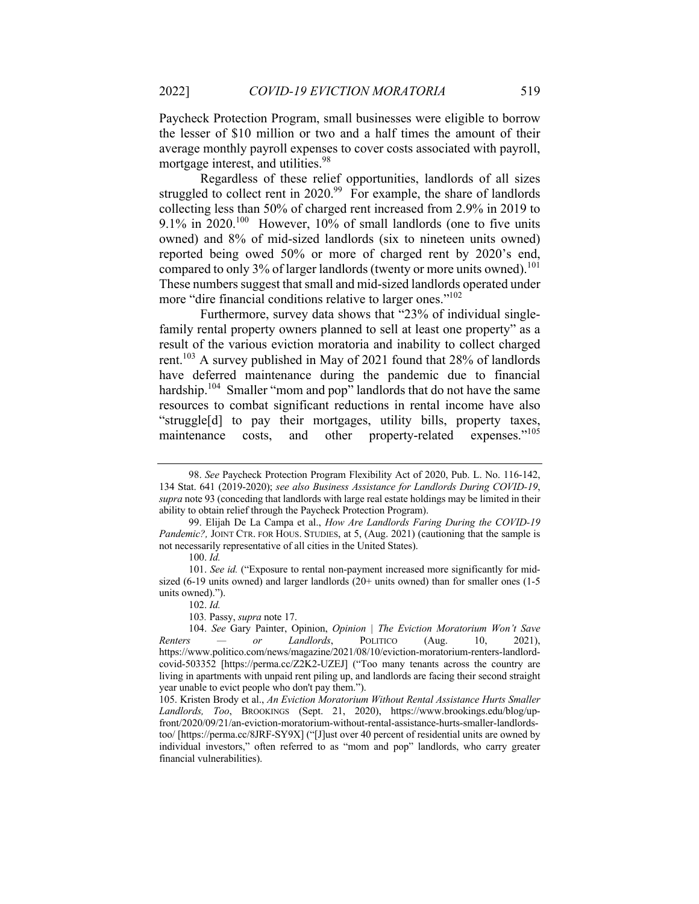Paycheck Protection Program, small businesses were eligible to borrow the lesser of $10 million or two and a half times the amount of their average monthly payroll expenses to cover costs associated with payroll, mortgage interest, and utilities.[98]

Regardless of these relief opportunities, landlords of all sizes struggled to collect rent in 2020.[99] For example, the share of landlords collecting less than 50% of charged rent increased from 2.9% in 2019 to 9.1% in 2020.[100] However, 10% of small landlords (one to five units owned) and 8% of mid-sized landlords (six to nineteen units owned) reported being owed 50% or more of charged rent by 2020's end, compared to only 3% of larger landlords (twenty or more units owned).[101] These numbers suggest that small and mid-sized landlords operated under more "dire financial conditions relative to larger ones."[102]

Furthermore, survey data shows that "23% of individual single-family rental property owners planned to sell at least one property" as a result of the various eviction moratoria and inability to collect charged rent.[103] A survey published in May of 2021 found that 28% of landlords have deferred maintenance during the pandemic due to financial hardship.[104] Smaller "mom and pop" landlords that do not have the same resources to combat significant reductions in rental income have also "struggle[d] to pay their mortgages, utility bills, property taxes, maintenance costs, and other property-related expenses."[105]

---

98. *See* Paycheck Protection Program Flexibility Act of 2020, Pub. L. No. 116-142, 134 Stat. 641 (2019-2020); *see also Business Assistance for Landlords During COVID-19*, *supra* note 93 (conceding that landlords with large real estate holdings may be limited in their ability to obtain relief through the Paycheck Protection Program).

99. Elijah De La Campa et al., *How Are Landlords Faring During the COVID-19 Pandemic?,* JOINT CTR. FOR HOUS. STUDIES, at 5, (Aug. 2021) (cautioning that the sample is not necessarily representative of all cities in the United States).

100. *Id.*

101. *See id.* ("Exposure to rental non-payment increased more significantly for mid-sized (6-19 units owned) and larger landlords (20+ units owned) than for smaller ones (1-5 units owned).").

102. *Id.*

103. Passy, *supra* note 17.

104. *See* Gary Painter, Opinion, *Opinion | The Eviction Moratorium Won't Save Renters — or Landlords*, POLITICO (Aug. 10, 2021), https://www.politico.com/news/magazine/2021/08/10/eviction-moratorium-renters-landlord-covid-503352 [https://perma.cc/Z2K2-UZEJ] ("Too many tenants across the country are living in apartments with unpaid rent piling up, and landlords are facing their second straight year unable to evict people who don't pay them.").

105. Kristen Brody et al., *An Eviction Moratorium Without Rental Assistance Hurts Smaller Landlords, Too*, BROOKINGS (Sept. 21, 2020), https://www.brookings.edu/blog/up-front/2020/09/21/an-eviction-moratorium-without-rental-assistance-hurts-smaller-landlords-too/ [https://perma.cc/8JRF-SY9X] ("[J]ust over 40 percent of residential units are owned by individual investors," often referred to as "mom and pop" landlords, who carry greater financial vulnerabilities).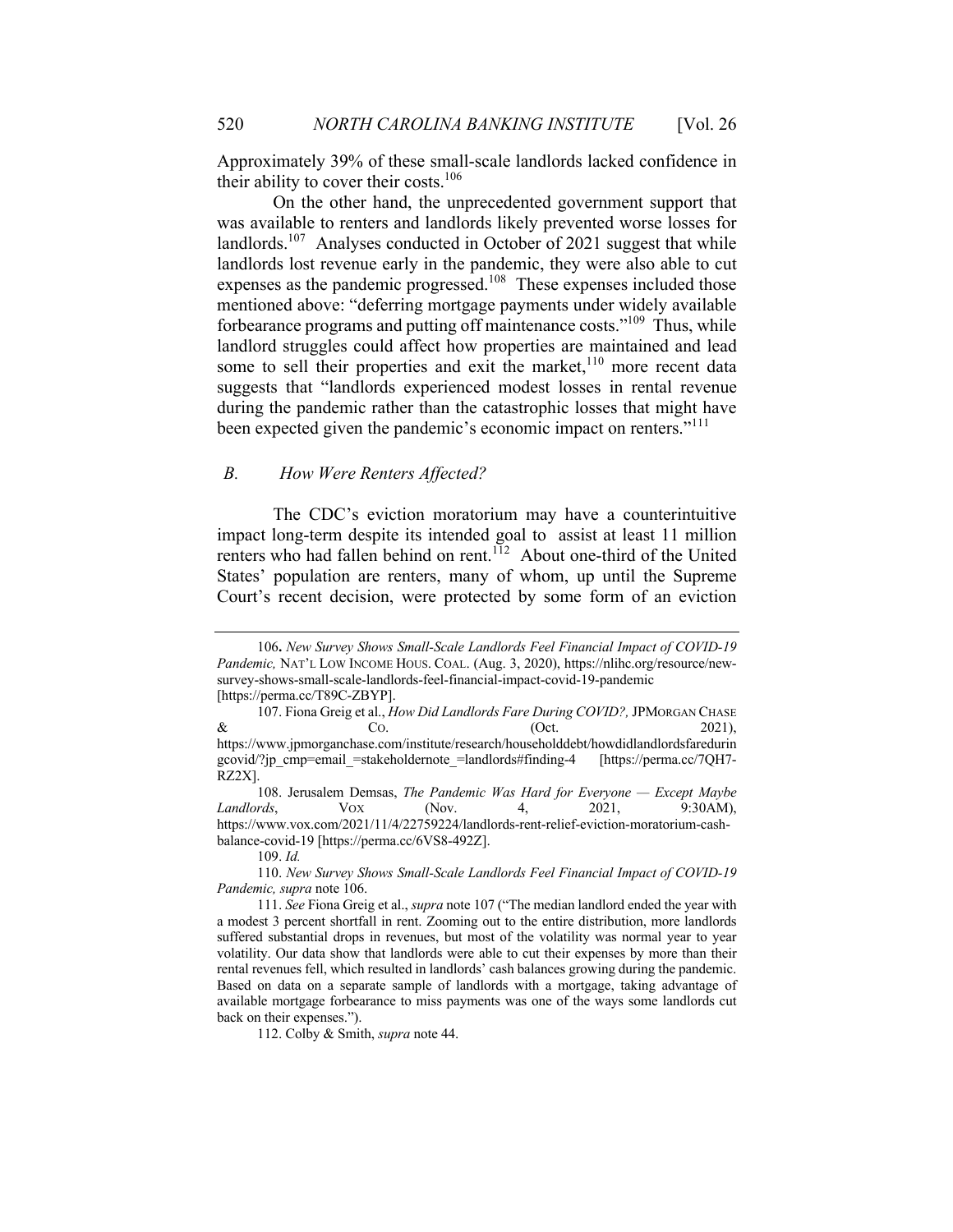Approximately 39% of these small-scale landlords lacked confidence in their ability to cover their costs.[106]

On the other hand, the unprecedented government support that was available to renters and landlords likely prevented worse losses for landlords.[107] Analyses conducted in October of 2021 suggest that while landlords lost revenue early in the pandemic, they were also able to cut expenses as the pandemic progressed.[108] These expenses included those mentioned above: "deferring mortgage payments under widely available forbearance programs and putting off maintenance costs."[109] Thus, while landlord struggles could affect how properties are maintained and lead some to sell their properties and exit the market,[110] more recent data suggests that "landlords experienced modest losses in rental revenue during the pandemic rather than the catastrophic losses that might have been expected given the pandemic's economic impact on renters."[111]

### *B. How Were Renters Affected?*

The CDC's eviction moratorium may have a counterintuitive impact long-term despite its intended goal to assist at least 11 million renters who had fallen behind on rent.[112] About one-third of the United States' population are renters, many of whom, up until the Supreme Court's recent decision, were protected by some form of an eviction

---

106. *New Survey Shows Small-Scale Landlords Feel Financial Impact of COVID-19 Pandemic,* NAT'L LOW INCOME HOUS. COAL. (Aug. 3, 2020), https://nlihc.org/resource/new-survey-shows-small-scale-landlords-feel-financial-impact-covid-19-pandemic [https://perma.cc/T89C-ZBYP].

107. Fiona Greig et al., *How Did Landlords Fare During COVID?,* JPMORGAN CHASE & CO. (Oct. 2021), https://www.jpmorganchase.com/institute/research/householddebt/howdidlandlordsfareduringcovid/?jp_cmp=email_=stakeholdernote_=landlords#finding-4 [https://perma.cc/7QH7-RZ2X].

108. Jerusalem Demsas, *The Pandemic Was Hard for Everyone — Except Maybe Landlords*, VOX (Nov. 4, 2021, 9:30AM), https://www.vox.com/2021/11/4/22759224/landlords-rent-relief-eviction-moratorium-cash-balance-covid-19 [https://perma.cc/6VS8-492Z].

109. *Id.*

110. *New Survey Shows Small-Scale Landlords Feel Financial Impact of COVID-19 Pandemic, supra* note 106.

111. *See* Fiona Greig et al., *supra* note 107 ("The median landlord ended the year with a modest 3 percent shortfall in rent. Zooming out to the entire distribution, more landlords suffered substantial drops in revenues, but most of the volatility was normal year to year volatility. Our data show that landlords were able to cut their expenses by more than their rental revenues fell, which resulted in landlords' cash balances growing during the pandemic. Based on data on a separate sample of landlords with a mortgage, taking advantage of available mortgage forbearance to miss payments was one of the ways some landlords cut back on their expenses.").

112. Colby & Smith, *supra* note 44.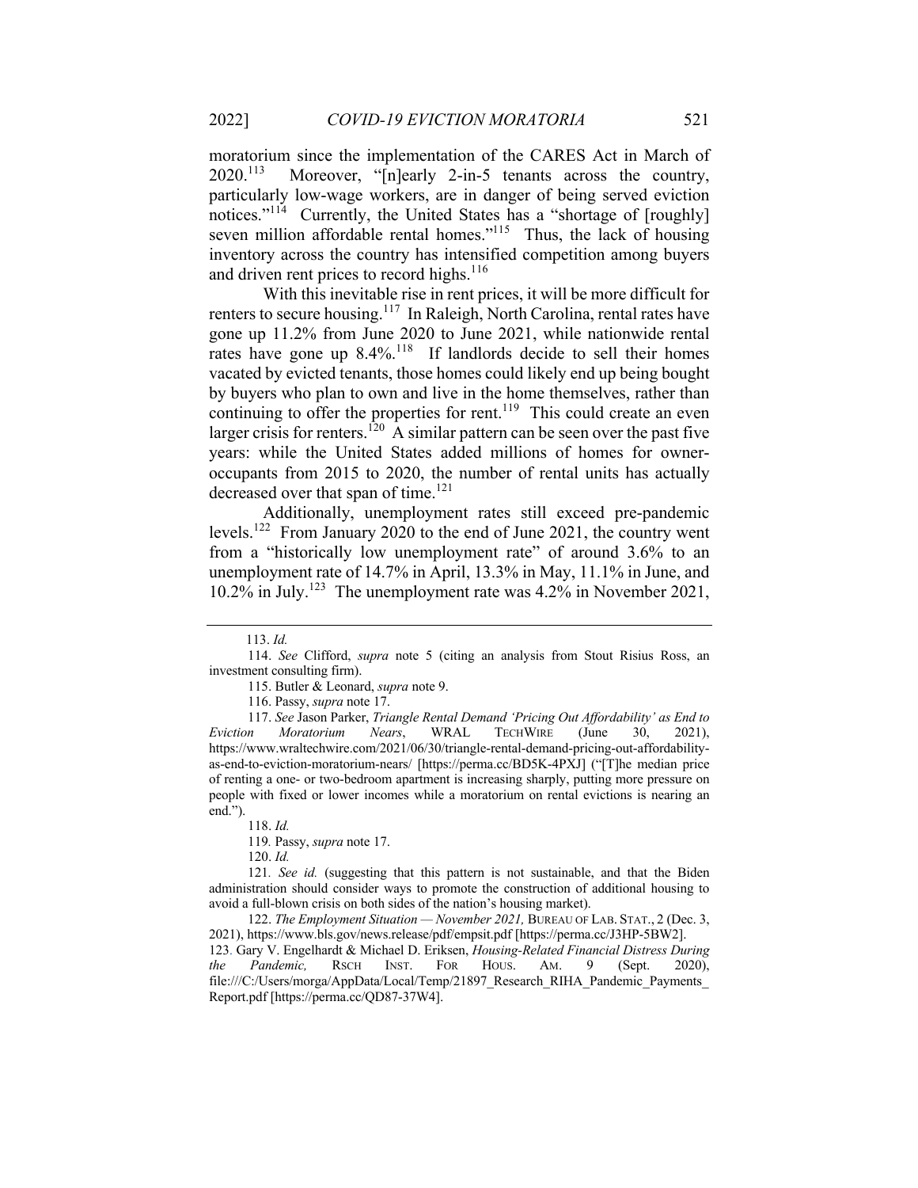moratorium since the implementation of the CARES Act in March of 2020.[113] Moreover, "[n]early 2-in-5 tenants across the country, particularly low-wage workers, are in danger of being served eviction notices."[114] Currently, the United States has a "shortage of [roughly] seven million affordable rental homes."[115] Thus, the lack of housing inventory across the country has intensified competition among buyers and driven rent prices to record highs.[116]

With this inevitable rise in rent prices, it will be more difficult for renters to secure housing.[117] In Raleigh, North Carolina, rental rates have gone up 11.2% from June 2020 to June 2021, while nationwide rental rates have gone up 8.4%.[118] If landlords decide to sell their homes vacated by evicted tenants, those homes could likely end up being bought by buyers who plan to own and live in the home themselves, rather than continuing to offer the properties for rent.[119] This could create an even larger crisis for renters.[120] A similar pattern can be seen over the past five years: while the United States added millions of homes for owner-occupants from 2015 to 2020, the number of rental units has actually decreased over that span of time.[121]

Additionally, unemployment rates still exceed pre-pandemic levels.[122] From January 2020 to the end of June 2021, the country went from a "historically low unemployment rate" of around 3.6% to an unemployment rate of 14.7% in April, 13.3% in May, 11.1% in June, and 10.2% in July.[123] The unemployment rate was 4.2% in November 2021,

---

113. *Id.*

114. *See* Clifford, *supra* note 5 (citing an analysis from Stout Risius Ross, an investment consulting firm).

115. Butler & Leonard, *supra* note 9.

116. Passy, *supra* note 17.

117. *See* Jason Parker, *Triangle Rental Demand 'Pricing Out Affordability' as End to Eviction Moratorium Nears*, WRAL TECHWIRE (June 30, 2021), https://www.wraltechwire.com/2021/06/30/triangle-rental-demand-pricing-out-affordability-as-end-to-eviction-moratorium-nears/ [https://perma.cc/BD5K-4PXJ] ("[T]he median price of renting a one- or two-bedroom apartment is increasing sharply, putting more pressure on people with fixed or lower incomes while a moratorium on rental evictions is nearing an end.").

118. *Id.*

119. Passy, *supra* note 17.

120. *Id.*

121. *See id.* (suggesting that this pattern is not sustainable, and that the Biden administration should consider ways to promote the construction of additional housing to avoid a full-blown crisis on both sides of the nation's housing market).

122. *The Employment Situation — November 2021,* BUREAU OF LAB. STAT., 2 (Dec. 3, 2021), https://www.bls.gov/news.release/pdf/empsit.pdf [https://perma.cc/J3HP-5BW2].

123. Gary V. Engelhardt & Michael D. Eriksen, *Housing-Related Financial Distress During the Pandemic,* RSCH INST. FOR HOUS. AM. 9 (Sept. 2020), file:///C:/Users/morga/AppData/Local/Temp/21897_Research_RIHA_Pandemic_Payments_Report.pdf [https://perma.cc/QD87-37W4].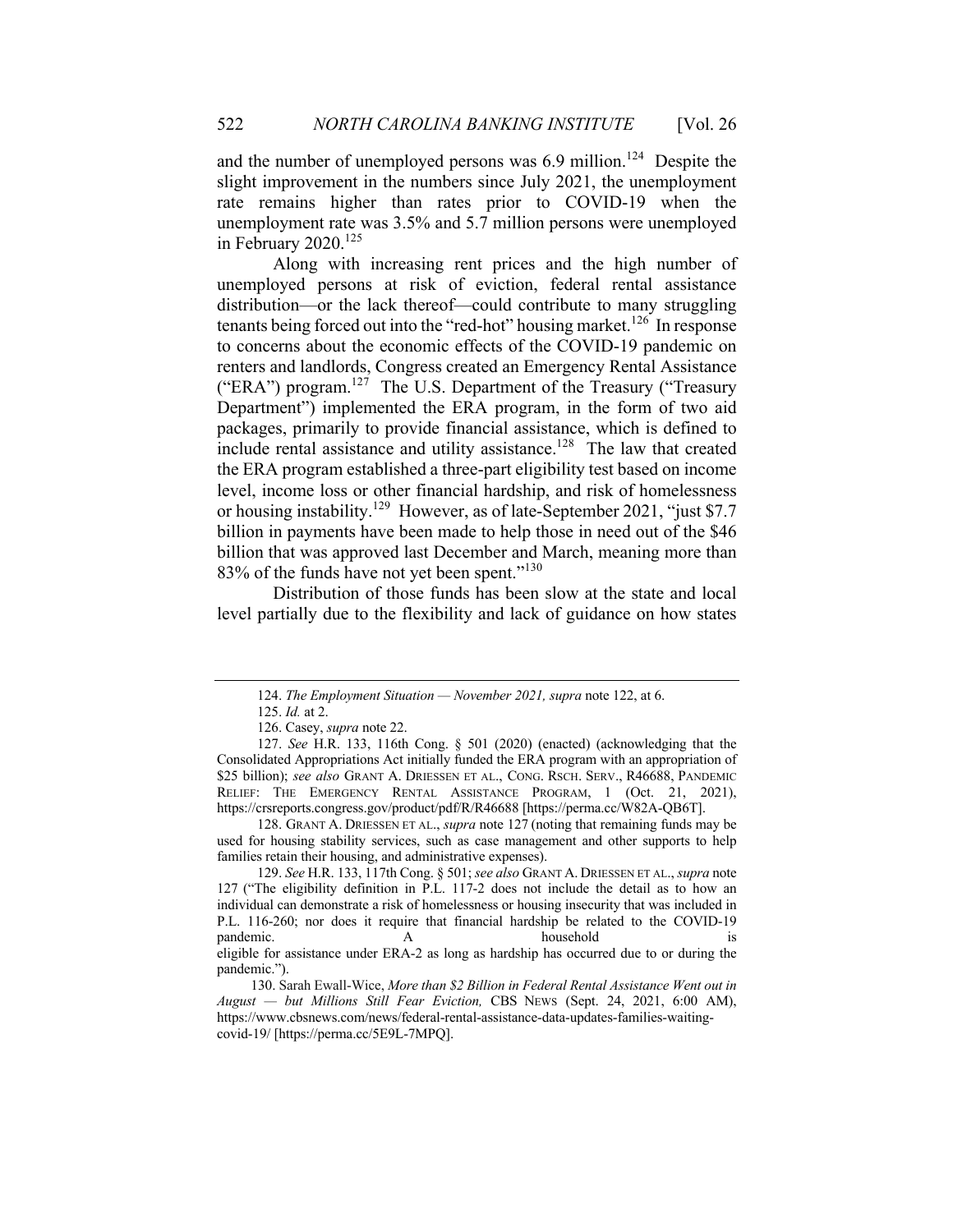and the number of unemployed persons was 6.9 million.[124] Despite the slight improvement in the numbers since July 2021, the unemployment rate remains higher than rates prior to COVID-19 when the unemployment rate was 3.5% and 5.7 million persons were unemployed in February 2020.[125]

Along with increasing rent prices and the high number of unemployed persons at risk of eviction, federal rental assistance distribution—or the lack thereof—could contribute to many struggling tenants being forced out into the "red-hot" housing market.[126] In response to concerns about the economic effects of the COVID-19 pandemic on renters and landlords, Congress created an Emergency Rental Assistance ("ERA") program.[127] The U.S. Department of the Treasury ("Treasury Department") implemented the ERA program, in the form of two aid packages, primarily to provide financial assistance, which is defined to include rental assistance and utility assistance.[128] The law that created the ERA program established a three-part eligibility test based on income level, income loss or other financial hardship, and risk of homelessness or housing instability.[129] However, as of late-September 2021, "just $7.7 billion in payments have been made to help those in need out of the $46 billion that was approved last December and March, meaning more than 83% of the funds have not yet been spent."[130]

Distribution of those funds has been slow at the state and local level partially due to the flexibility and lack of guidance on how states

---

124. *The Employment Situation — November 2021, supra* note 122, at 6.

125. *Id.* at 2.

126. Casey, *supra* note 22.

127. *See* H.R. 133, 116th Cong. § 501 (2020) (enacted) (acknowledging that the Consolidated Appropriations Act initially funded the ERA program with an appropriation of $25 billion); *see also* GRANT A. DRIESSEN ET AL., CONG. RSCH. SERV., R46688, PANDEMIC RELIEF: THE EMERGENCY RENTAL ASSISTANCE PROGRAM, 1 (Oct. 21, 2021), https://crsreports.congress.gov/product/pdf/R/R46688 [https://perma.cc/W82A-QB6T].

128. GRANT A. DRIESSEN ET AL., *supra* note 127 (noting that remaining funds may be used for housing stability services, such as case management and other supports to help families retain their housing, and administrative expenses).

129. *See* H.R. 133, 117th Cong. § 501; *see also* GRANT A. DRIESSEN ET AL., *supra* note 127 ("The eligibility definition in P.L. 117-2 does not include the detail as to how an individual can demonstrate a risk of homelessness or housing insecurity that was included in P.L. 116-260; nor does it require that financial hardship be related to the COVID-19 pandemic. A household is eligible for assistance under ERA-2 as long as hardship has occurred due to or during the pandemic.").

130. Sarah Ewall-Wice, *More than $2 Billion in Federal Rental Assistance Went out in August — but Millions Still Fear Eviction,* CBS NEWS (Sept. 24, 2021, 6:00 AM), https://www.cbsnews.com/news/federal-rental-assistance-data-updates-families-waiting-covid-19/ [https://perma.cc/5E9L-7MPQ].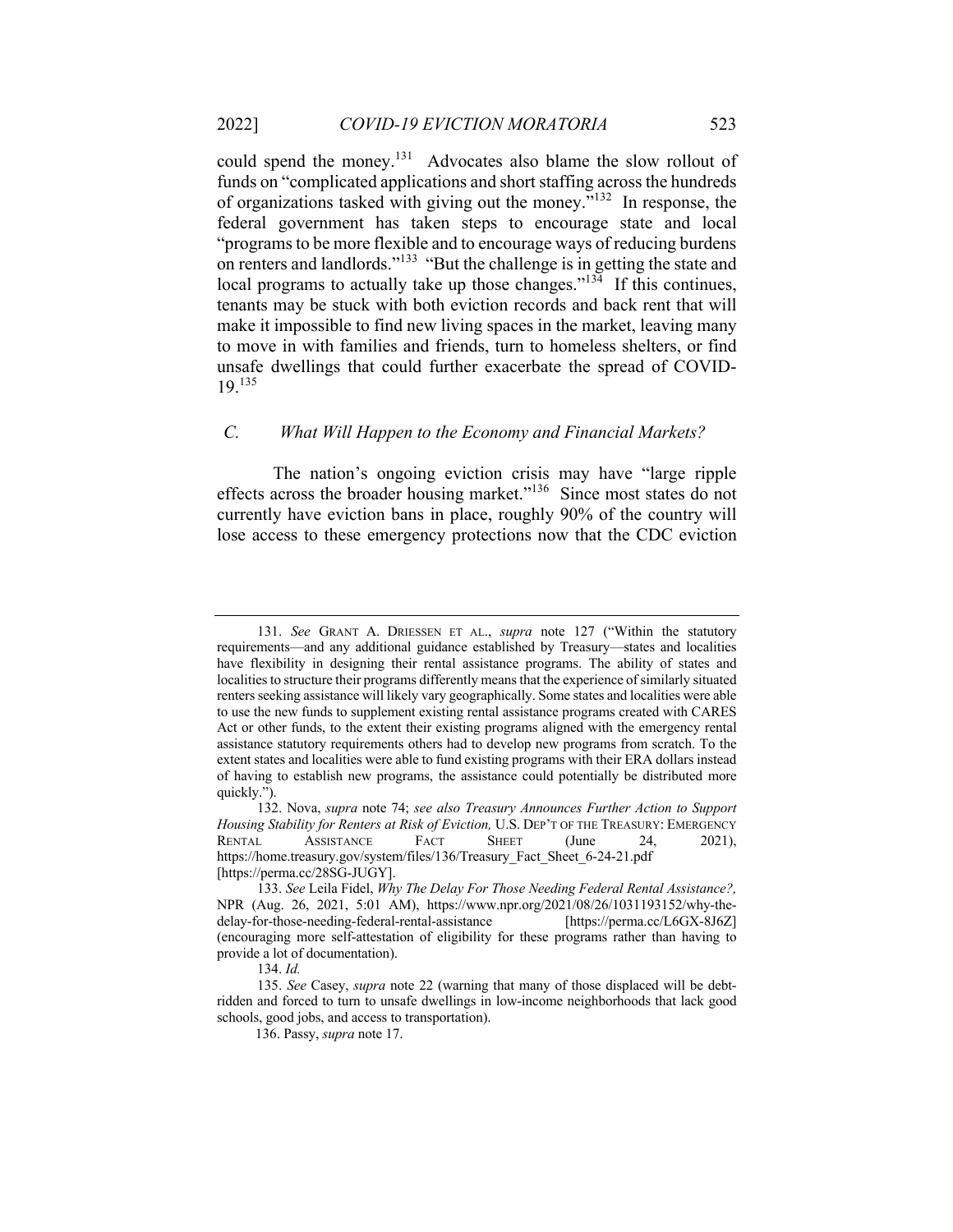could spend the money.[131] Advocates also blame the slow rollout of funds on "complicated applications and short staffing across the hundreds of organizations tasked with giving out the money."[132] In response, the federal government has taken steps to encourage state and local "programs to be more flexible and to encourage ways of reducing burdens on renters and landlords."[133] "But the challenge is in getting the state and local programs to actually take up those changes."[134] If this continues, tenants may be stuck with both eviction records and back rent that will make it impossible to find new living spaces in the market, leaving many to move in with families and friends, turn to homeless shelters, or find unsafe dwellings that could further exacerbate the spread of COVID-19.[135]

### *C. What Will Happen to the Economy and Financial Markets?*

The nation's ongoing eviction crisis may have "large ripple effects across the broader housing market."[136] Since most states do not currently have eviction bans in place, roughly 90% of the country will lose access to these emergency protections now that the CDC eviction

---

131. *See* GRANT A. DRIESSEN ET AL., *supra* note 127 ("Within the statutory requirements—and any additional guidance established by Treasury—states and localities have flexibility in designing their rental assistance programs. The ability of states and localities to structure their programs differently means that the experience of similarly situated renters seeking assistance will likely vary geographically. Some states and localities were able to use the new funds to supplement existing rental assistance programs created with CARES Act or other funds, to the extent their existing programs aligned with the emergency rental assistance statutory requirements others had to develop new programs from scratch. To the extent states and localities were able to fund existing programs with their ERA dollars instead of having to establish new programs, the assistance could potentially be distributed more quickly.").

132. Nova, *supra* note 74; *see also Treasury Announces Further Action to Support Housing Stability for Renters at Risk of Eviction,* U.S. DEP'T OF THE TREASURY: EMERGENCY RENTAL ASSISTANCE FACT SHEET (June 24, 2021), https://home.treasury.gov/system/files/136/Treasury_Fact_Sheet_6-24-21.pdf [https://perma.cc/28SG-JUGY].

133. *See* Leila Fidel, *Why The Delay For Those Needing Federal Rental Assistance?,* NPR (Aug. 26, 2021, 5:01 AM), https://www.npr.org/2021/08/26/1031193152/why-the-delay-for-those-needing-federal-rental-assistance [https://perma.cc/L6GX-8J6Z] (encouraging more self-attestation of eligibility for these programs rather than having to provide a lot of documentation).

134. *Id.*

135. *See* Casey, *supra* note 22 (warning that many of those displaced will be debt-ridden and forced to turn to unsafe dwellings in low-income neighborhoods that lack good schools, good jobs, and access to transportation).

136. Passy, *supra* note 17.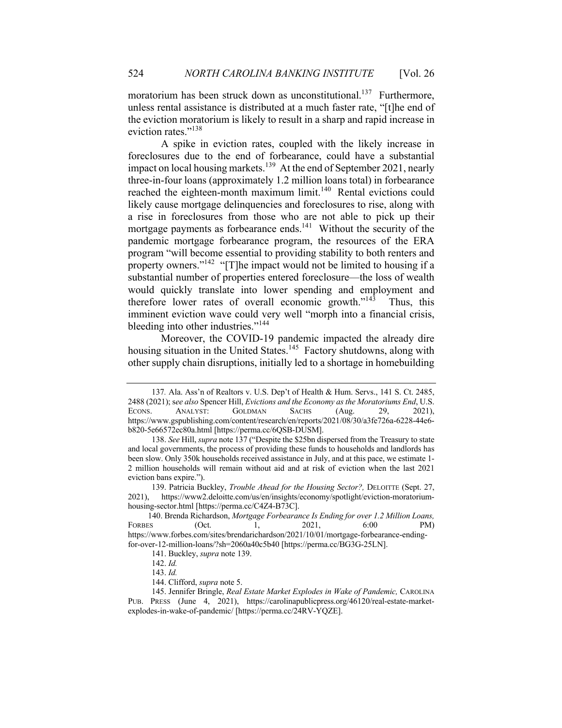moratorium has been struck down as unconstitutional.[137] Furthermore, unless rental assistance is distributed at a much faster rate, "[t]he end of the eviction moratorium is likely to result in a sharp and rapid increase in eviction rates."[138]

A spike in eviction rates, coupled with the likely increase in foreclosures due to the end of forbearance, could have a substantial impact on local housing markets.[139] At the end of September 2021, nearly three-in-four loans (approximately 1.2 million loans total) in forbearance reached the eighteen-month maximum limit.[140] Rental evictions could likely cause mortgage delinquencies and foreclosures to rise, along with a rise in foreclosures from those who are not able to pick up their mortgage payments as forbearance ends.[141] Without the security of the pandemic mortgage forbearance program, the resources of the ERA program "will become essential to providing stability to both renters and property owners."[142] "[T]he impact would not be limited to housing if a substantial number of properties entered foreclosure—the loss of wealth would quickly translate into lower spending and employment and therefore lower rates of overall economic growth."[143] Thus, this imminent eviction wave could very well "morph into a financial crisis, bleeding into other industries."[144]

Moreover, the COVID-19 pandemic impacted the already dire housing situation in the United States.[145] Factory shutdowns, along with other supply chain disruptions, initially led to a shortage in homebuilding

---

137. Ala. Ass'n of Realtors v. U.S. Dep't of Health & Hum. Servs., 141 S. Ct. 2485, 2488 (2021); *see also* Spencer Hill, *Evictions and the Economy as the Moratoriums End*, U.S. ECONS. ANALYST: GOLDMAN SACHS (Aug. 29, 2021), https://www.gspublishing.com/content/research/en/reports/2021/08/30/a3fe726a-6228-44e6-b820-5e66572ec80a.html [https://perma.cc/6QSB-DUSM].

138. *See* Hill, *supra* note 137 ("Despite the $25bn dispersed from the Treasury to state and local governments, the process of providing these funds to households and landlords has been slow. Only 350k households received assistance in July, and at this pace, we estimate 1-2 million households will remain without aid and at risk of eviction when the last 2021 eviction bans expire.").

139. Patricia Buckley, *Trouble Ahead for the Housing Sector?,* DELOITTE (Sept. 27, 2021), https://www2.deloitte.com/us/en/insights/economy/spotlight/eviction-moratorium-housing-sector.html [https://perma.cc/C4Z4-B73C].

140. Brenda Richardson, *Mortgage Forbearance Is Ending for over 1.2 Million Loans,* FORBES (Oct. 1, 2021, 6:00 PM) https://www.forbes.com/sites/brendarichardson/2021/10/01/mortgage-forbearance-ending-for-over-12-million-loans/?sh=2060a40c5b40 [https://perma.cc/BG3G-25LN].

141. Buckley, *supra* note 139.

142. *Id.*

143. *Id.*

144. Clifford, *supra* note 5.

145. Jennifer Bringle, *Real Estate Market Explodes in Wake of Pandemic,* CAROLINA PUB. PRESS (June 4, 2021), https://carolinapublicpress.org/46120/real-estate-market-explodes-in-wake-of-pandemic/ [https://perma.cc/24RV-YQZE].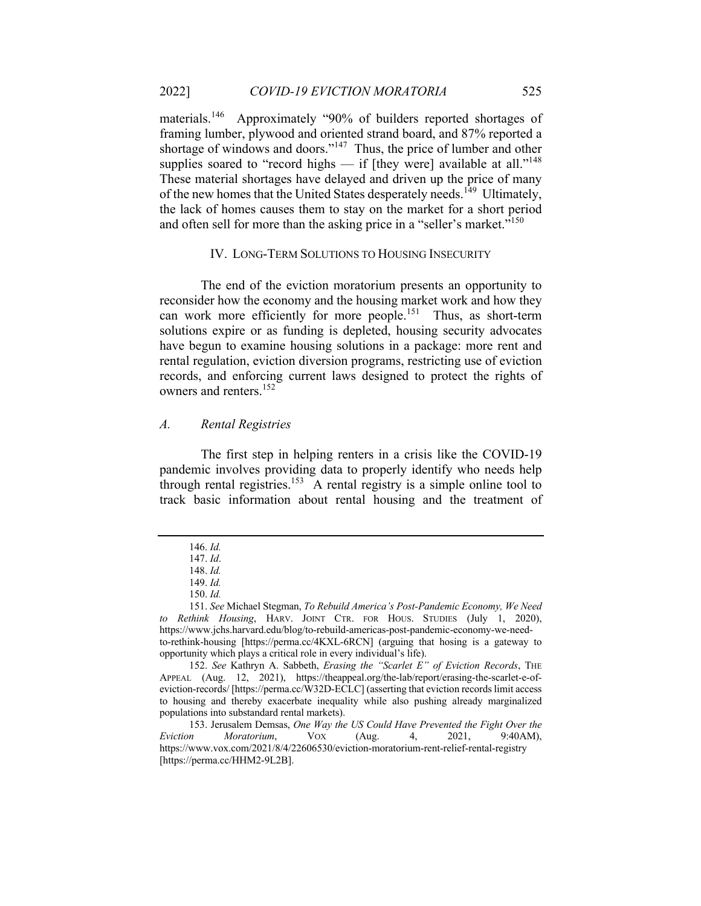materials.[146] Approximately "90% of builders reported shortages of framing lumber, plywood and oriented strand board, and 87% reported a shortage of windows and doors."[147] Thus, the price of lumber and other supplies soared to "record highs — if [they were] available at all."[148] These material shortages have delayed and driven up the price of many of the new homes that the United States desperately needs.[149] Ultimately, the lack of homes causes them to stay on the market for a short period and often sell for more than the asking price in a "seller's market."[150]

## IV. LONG-TERM SOLUTIONS TO HOUSING INSECURITY

The end of the eviction moratorium presents an opportunity to reconsider how the economy and the housing market work and how they can work more efficiently for more people.[151] Thus, as short-term solutions expire or as funding is depleted, housing security advocates have begun to examine housing solutions in a package: more rent and rental regulation, eviction diversion programs, restricting use of eviction records, and enforcing current laws designed to protect the rights of owners and renters.[152]

### *A. Rental Registries*

The first step in helping renters in a crisis like the COVID-19 pandemic involves providing data to properly identify who needs help through rental registries.[153] A rental registry is a simple online tool to track basic information about rental housing and the treatment of

---

146. *Id.*

147. *Id*.

148. *Id.*

149. *Id.*

150. *Id.*

151. *See* Michael Stegman, *To Rebuild America's Post-Pandemic Economy, We Need to Rethink Housing*, HARV. JOINT CTR. FOR HOUS. STUDIES (July 1, 2020), https://www.jchs.harvard.edu/blog/to-rebuild-americas-post-pandemic-economy-we-need-to-rethink-housing [https://perma.cc/4KXL-6RCN] (arguing that hosing is a gateway to opportunity which plays a critical role in every individual's life).

152. *See* Kathryn A. Sabbeth, *Erasing the "Scarlet E" of Eviction Records*, THE APPEAL (Aug. 12, 2021), https://theappeal.org/the-lab/report/erasing-the-scarlet-e-of-eviction-records/ [https://perma.cc/W32D-ECLC] (asserting that eviction records limit access to housing and thereby exacerbate inequality while also pushing already marginalized populations into substandard rental markets).

153. Jerusalem Demsas, *One Way the US Could Have Prevented the Fight Over the Eviction Moratorium*, VOX (Aug. 4, 2021, 9:40AM), https://www.vox.com/2021/8/4/22606530/eviction-moratorium-rent-relief-rental-registry [https://perma.cc/HHM2-9L2B].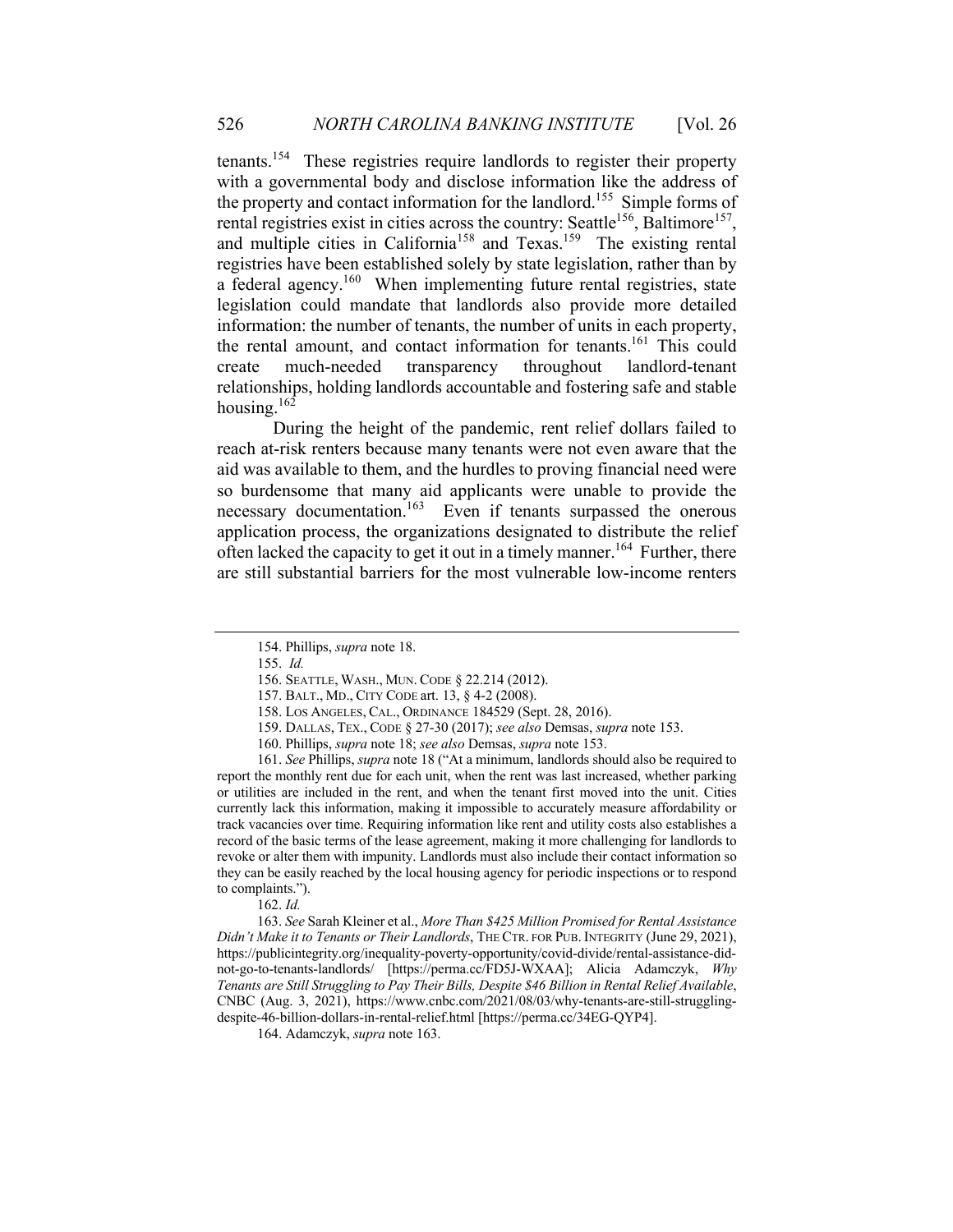tenants.[154] These registries require landlords to register their property with a governmental body and disclose information like the address of the property and contact information for the landlord.[155] Simple forms of rental registries exist in cities across the country: Seattle[156], Baltimore[157], and multiple cities in California[158] and Texas.[159] The existing rental registries have been established solely by state legislation, rather than by a federal agency.[160] When implementing future rental registries, state legislation could mandate that landlords also provide more detailed information: the number of tenants, the number of units in each property, the rental amount, and contact information for tenants.[161] This could create much-needed transparency throughout landlord-tenant relationships, holding landlords accountable and fostering safe and stable housing.[162]

During the height of the pandemic, rent relief dollars failed to reach at-risk renters because many tenants were not even aware that the aid was available to them, and the hurdles to proving financial need were so burdensome that many aid applicants were unable to provide the necessary documentation.[163] Even if tenants surpassed the onerous application process, the organizations designated to distribute the relief often lacked the capacity to get it out in a timely manner.[164] Further, there are still substantial barriers for the most vulnerable low-income renters

---

154. Phillips, *supra* note 18.

155. *Id.*

156. SEATTLE, WASH., MUN. CODE § 22.214 (2012).

157. BALT., MD., CITY CODE art. 13, § 4-2 (2008).

158. LOS ANGELES, CAL., ORDINANCE 184529 (Sept. 28, 2016).

159. DALLAS, TEX., CODE § 27-30 (2017); *see also* Demsas, *supra* note 153.

160. Phillips, *supra* note 18; *see also* Demsas, *supra* note 153.

161. *See* Phillips, *supra* note 18 ("At a minimum, landlords should also be required to report the monthly rent due for each unit, when the rent was last increased, whether parking or utilities are included in the rent, and when the tenant first moved into the unit. Cities currently lack this information, making it impossible to accurately measure affordability or track vacancies over time. Requiring information like rent and utility costs also establishes a record of the basic terms of the lease agreement, making it more challenging for landlords to revoke or alter them with impunity. Landlords must also include their contact information so they can be easily reached by the local housing agency for periodic inspections or to respond to complaints.").

162. *Id.*

163. *See* Sarah Kleiner et al., *More Than $425 Million Promised for Rental Assistance Didn't Make it to Tenants or Their Landlords*, THE CTR. FOR PUB. INTEGRITY (June 29, 2021), https://publicintegrity.org/inequality-poverty-opportunity/covid-divide/rental-assistance-did-not-go-to-tenants-landlords/ [https://perma.cc/FD5J-WXAA]; Alicia Adamczyk, *Why Tenants are Still Struggling to Pay Their Bills, Despite $46 Billion in Rental Relief Available*, CNBC (Aug. 3, 2021), https://www.cnbc.com/2021/08/03/why-tenants-are-still-struggling-despite-46-billion-dollars-in-rental-relief.html [https://perma.cc/34EG-QYP4].

164. Adamczyk, *supra* note 163.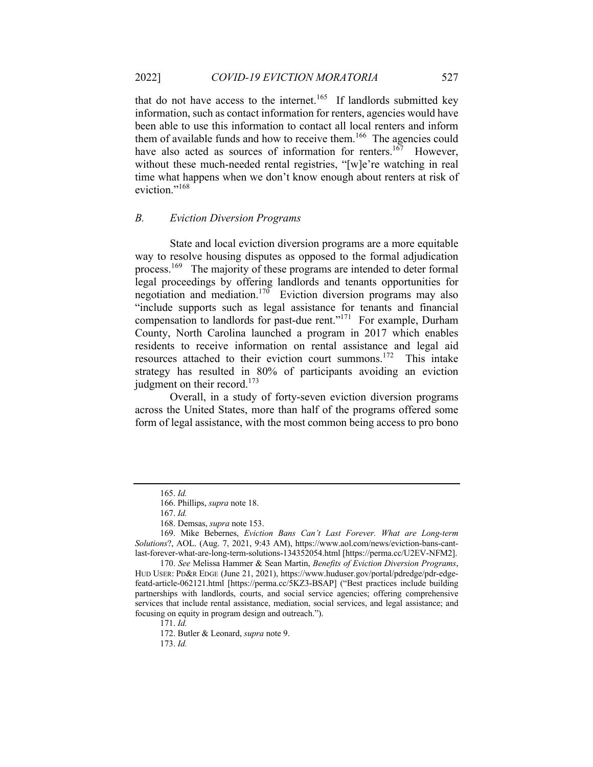that do not have access to the internet.[165] If landlords submitted key information, such as contact information for renters, agencies would have been able to use this information to contact all local renters and inform them of available funds and how to receive them.[166] The agencies could have also acted as sources of information for renters.[167] However, without these much-needed rental registries, "[w]e're watching in real time what happens when we don't know enough about renters at risk of eviction."[168]

## *B. Eviction Diversion Programs*

State and local eviction diversion programs are a more equitable way to resolve housing disputes as opposed to the formal adjudication process.[169] The majority of these programs are intended to deter formal legal proceedings by offering landlords and tenants opportunities for negotiation and mediation.[170] Eviction diversion programs may also "include supports such as legal assistance for tenants and financial compensation to landlords for past-due rent."[171] For example, Durham County, North Carolina launched a program in 2017 which enables residents to receive information on rental assistance and legal aid resources attached to their eviction court summons.[172] This intake strategy has resulted in 80% of participants avoiding an eviction judgment on their record.[173]

Overall, in a study of forty-seven eviction diversion programs across the United States, more than half of the programs offered some form of legal assistance, with the most common being access to pro bono

---

165. *Id.*

166. Phillips, *supra* note 18.

167. *Id.*

168. Demsas, *supra* note 153.

169. Mike Bebernes, *Eviction Bans Can't Last Forever. What are Long-term Solutions*?, AOL. (Aug. 7, 2021, 9:43 AM), https://www.aol.com/news/eviction-bans-cant-last-forever-what-are-long-term-solutions-134352054.html [https://perma.cc/U2EV-NFM2].

170. *See* Melissa Hammer & Sean Martin, *Benefits of Eviction Diversion Programs*, HUD USER: PD&R EDGE (June 21, 2021), https://www.huduser.gov/portal/pdredge/pdr-edge-featd-article-062121.html [https://perma.cc/5KZ3-BSAP] ("Best practices include building partnerships with landlords, courts, and social service agencies; offering comprehensive services that include rental assistance, mediation, social services, and legal assistance; and focusing on equity in program design and outreach.").

171. *Id.*

172. Butler & Leonard, *supra* note 9.

173. *Id.*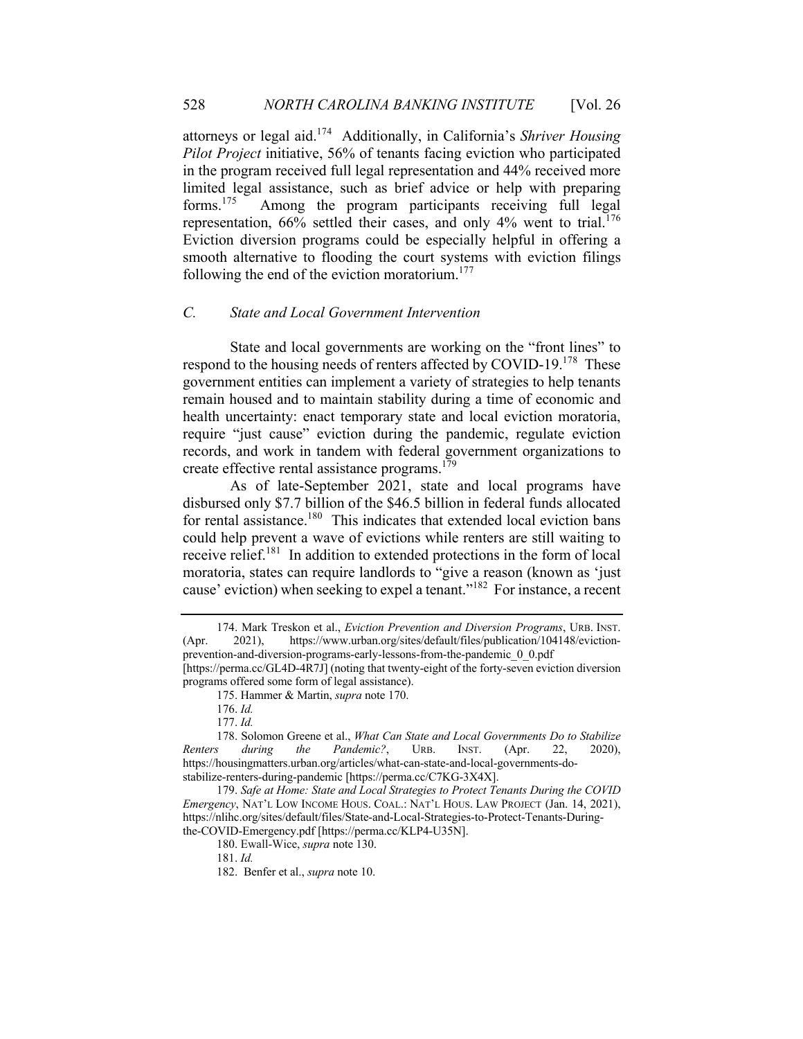attorneys or legal aid.[174] Additionally, in California's *Shriver Housing Pilot Project* initiative, 56% of tenants facing eviction who participated in the program received full legal representation and 44% received more limited legal assistance, such as brief advice or help with preparing forms.[175] Among the program participants receiving full legal representation, 66% settled their cases, and only 4% went to trial.[176] Eviction diversion programs could be especially helpful in offering a smooth alternative to flooding the court systems with eviction filings following the end of the eviction moratorium.[177]

### *C. State and Local Government Intervention*

State and local governments are working on the "front lines" to respond to the housing needs of renters affected by COVID-19.[178] These government entities can implement a variety of strategies to help tenants remain housed and to maintain stability during a time of economic and health uncertainty: enact temporary state and local eviction moratoria, require "just cause" eviction during the pandemic, regulate eviction records, and work in tandem with federal government organizations to create effective rental assistance programs.[179]

As of late-September 2021, state and local programs have disbursed only $7.7 billion of the $46.5 billion in federal funds allocated for rental assistance.[180] This indicates that extended local eviction bans could help prevent a wave of evictions while renters are still waiting to receive relief.[181] In addition to extended protections in the form of local moratoria, states can require landlords to "give a reason (known as 'just cause' eviction) when seeking to expel a tenant."[182] For instance, a recent

---

174. Mark Treskon et al., *Eviction Prevention and Diversion Programs*, URB. INST. (Apr. 2021), https://www.urban.org/sites/default/files/publication/104148/eviction-prevention-and-diversion-programs-early-lessons-from-the-pandemic_0_0.pdf [https://perma.cc/GL4D-4R7J] (noting that twenty-eight of the forty-seven eviction diversion programs offered some form of legal assistance).

175. Hammer & Martin, *supra* note 170.

176. *Id.*

177. *Id.*

178. Solomon Greene et al., *What Can State and Local Governments Do to Stabilize Renters during the Pandemic?*, URB. INST. (Apr. 22, 2020), https://housingmatters.urban.org/articles/what-can-state-and-local-governments-do-stabilize-renters-during-pandemic [https://perma.cc/C7KG-3X4X].

179. *Safe at Home: State and Local Strategies to Protect Tenants During the COVID Emergency*, NAT'L LOW INCOME HOUS. COAL.: NAT'L HOUS. LAW PROJECT (Jan. 14, 2021), https://nlihc.org/sites/default/files/State-and-Local-Strategies-to-Protect-Tenants-During-the-COVID-Emergency.pdf [https://perma.cc/KLP4-U35N].

180. Ewall-Wice, *supra* note 130.

181. *Id.*

182. Benfer et al., *supra* note 10.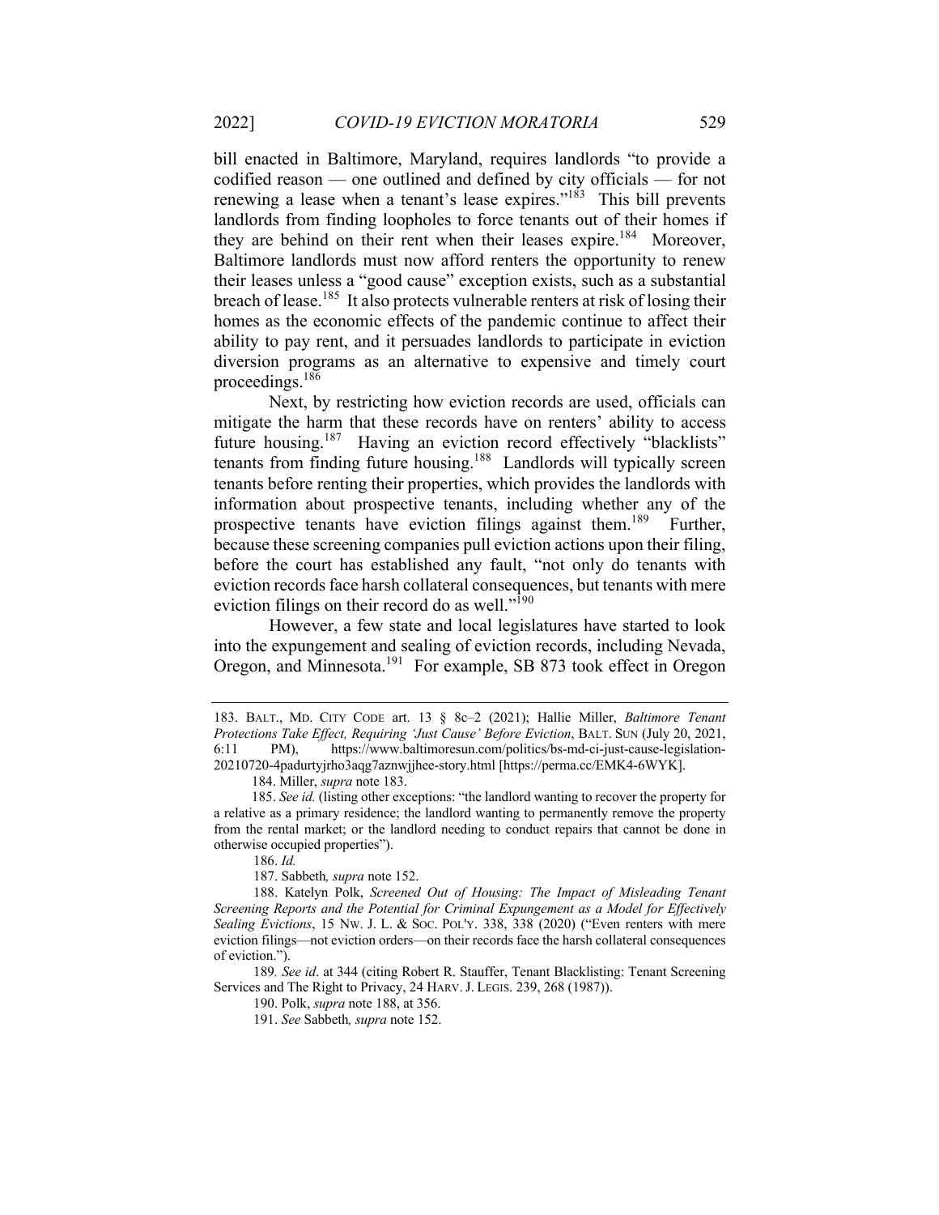bill enacted in Baltimore, Maryland, requires landlords "to provide a codified reason — one outlined and defined by city officials — for not renewing a lease when a tenant's lease expires."[183] This bill prevents landlords from finding loopholes to force tenants out of their homes if they are behind on their rent when their leases expire.[184] Moreover, Baltimore landlords must now afford renters the opportunity to renew their leases unless a "good cause" exception exists, such as a substantial breach of lease.[185] It also protects vulnerable renters at risk of losing their homes as the economic effects of the pandemic continue to affect their ability to pay rent, and it persuades landlords to participate in eviction diversion programs as an alternative to expensive and timely court proceedings.[186]

Next, by restricting how eviction records are used, officials can mitigate the harm that these records have on renters' ability to access future housing.[187] Having an eviction record effectively "blacklists" tenants from finding future housing.[188] Landlords will typically screen tenants before renting their properties, which provides the landlords with information about prospective tenants, including whether any of the prospective tenants have eviction filings against them.[189] Further, because these screening companies pull eviction actions upon their filing, before the court has established any fault, "not only do tenants with eviction records face harsh collateral consequences, but tenants with mere eviction filings on their record do as well."[190]

However, a few state and local legislatures have started to look into the expungement and sealing of eviction records, including Nevada, Oregon, and Minnesota.[191] For example, SB 873 took effect in Oregon

---

183. BALT., MD. CITY CODE art. 13 § 8c–2 (2021); Hallie Miller, *Baltimore Tenant Protections Take Effect, Requiring 'Just Cause' Before Eviction*, BALT. SUN (July 20, 2021, 6:11 PM), https://www.baltimoresun.com/politics/bs-md-ci-just-cause-legislation-20210720-4padurtyjrho3aqg7aznwjjhee-story.html [https://perma.cc/EMK4-6WYK].

184. Miller, *supra* note 183.

185. *See id.* (listing other exceptions: "the landlord wanting to recover the property for a relative as a primary residence; the landlord wanting to permanently remove the property from the rental market; or the landlord needing to conduct repairs that cannot be done in otherwise occupied properties").

186. *Id.*

187. Sabbeth*, supra* note 152.

188. Katelyn Polk, *Screened Out of Housing: The Impact of Misleading Tenant Screening Reports and the Potential for Criminal Expungement as a Model for Effectively Sealing Evictions*, 15 NW. J. L. & SOC. POL'Y. 338, 338 (2020) ("Even renters with mere eviction filings—not eviction orders—on their records face the harsh collateral consequences of eviction.").

189*. See id*. at 344 (citing Robert R. Stauffer, Tenant Blacklisting: Tenant Screening Services and The Right to Privacy, 24 HARV. J. LEGIS. 239, 268 (1987)).

190. Polk, *supra* note 188, at 356.

191. *See* Sabbeth*, supra* note 152.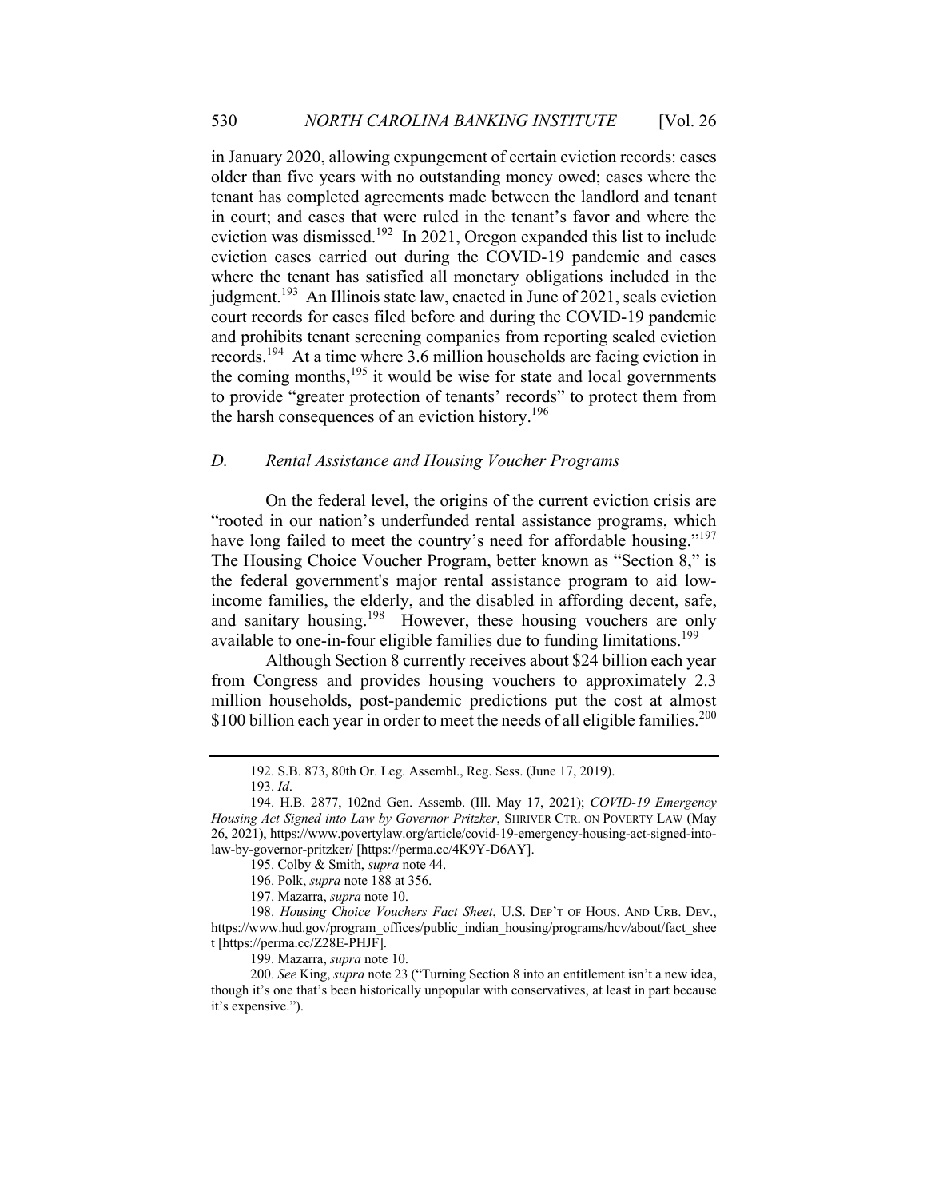in January 2020, allowing expungement of certain eviction records: cases older than five years with no outstanding money owed; cases where the tenant has completed agreements made between the landlord and tenant in court; and cases that were ruled in the tenant's favor and where the eviction was dismissed.[192] In 2021, Oregon expanded this list to include eviction cases carried out during the COVID-19 pandemic and cases where the tenant has satisfied all monetary obligations included in the judgment.[193] An Illinois state law, enacted in June of 2021, seals eviction court records for cases filed before and during the COVID-19 pandemic and prohibits tenant screening companies from reporting sealed eviction records.[194] At a time where 3.6 million households are facing eviction in the coming months,[195] it would be wise for state and local governments to provide "greater protection of tenants' records" to protect them from the harsh consequences of an eviction history.[196]

### *D. Rental Assistance and Housing Voucher Programs*

On the federal level, the origins of the current eviction crisis are "rooted in our nation's underfunded rental assistance programs, which have long failed to meet the country's need for affordable housing."[197] The Housing Choice Voucher Program, better known as "Section 8," is the federal government's major rental assistance program to aid low-income families, the elderly, and the disabled in affording decent, safe, and sanitary housing.[198] However, these housing vouchers are only available to one-in-four eligible families due to funding limitations.[199]

Although Section 8 currently receives about $24 billion each year from Congress and provides housing vouchers to approximately 2.3 million households, post-pandemic predictions put the cost at almost $100 billion each year in order to meet the needs of all eligible families.[200]

---

192. S.B. 873, 80th Or. Leg. Assembl., Reg. Sess. (June 17, 2019).

193. *Id*.

194. H.B. 2877, 102nd Gen. Assemb. (Ill. May 17, 2021); *COVID-19 Emergency Housing Act Signed into Law by Governor Pritzker*, SHRIVER CTR. ON POVERTY LAW (May 26, 2021), https://www.povertylaw.org/article/covid-19-emergency-housing-act-signed-into-law-by-governor-pritzker/ [https://perma.cc/4K9Y-D6AY].

195. Colby & Smith, *supra* note 44.

196. Polk, *supra* note 188 at 356.

197. Mazarra, *supra* note 10.

198. *Housing Choice Vouchers Fact Sheet*, U.S. DEP'T OF HOUS. AND URB. DEV., https://www.hud.gov/program_offices/public_indian_housing/programs/hcv/about/fact_sheet [https://perma.cc/Z28E-PHJF].

199. Mazarra, *supra* note 10.

200. *See* King, *supra* note 23 ("Turning Section 8 into an entitlement isn't a new idea, though it's one that's been historically unpopular with conservatives, at least in part because it's expensive.").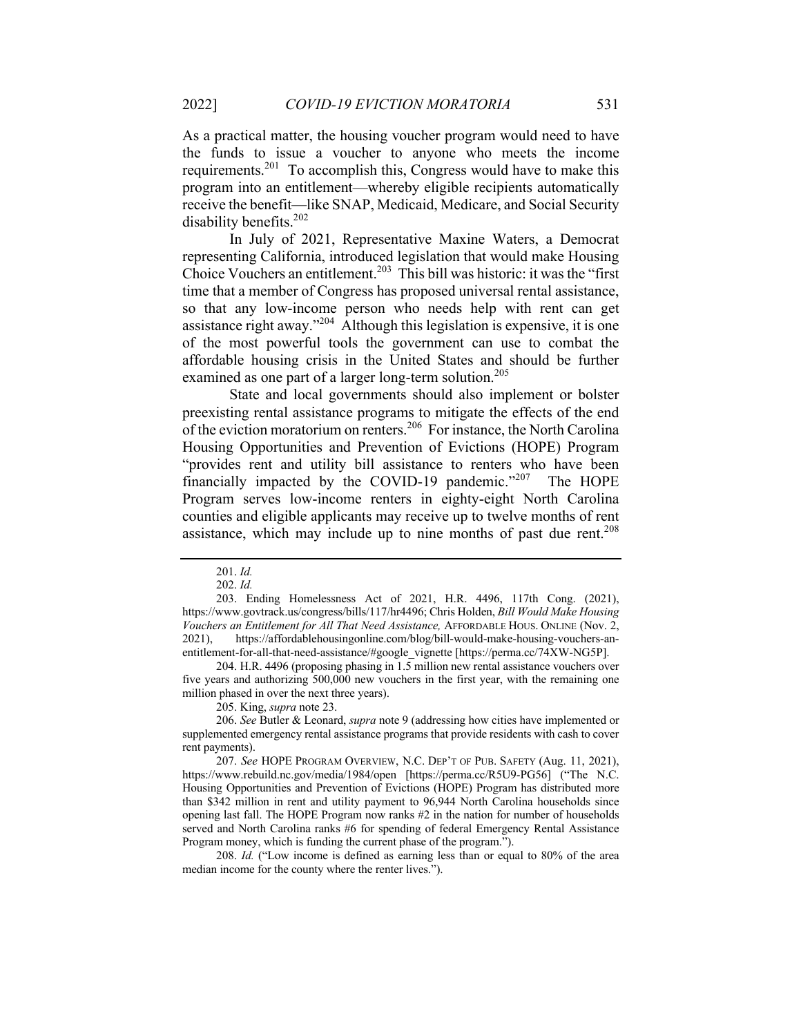As a practical matter, the housing voucher program would need to have the funds to issue a voucher to anyone who meets the income requirements.[201] To accomplish this, Congress would have to make this program into an entitlement—whereby eligible recipients automatically receive the benefit—like SNAP, Medicaid, Medicare, and Social Security disability benefits.[202]

In July of 2021, Representative Maxine Waters, a Democrat representing California, introduced legislation that would make Housing Choice Vouchers an entitlement.[203] This bill was historic: it was the "first time that a member of Congress has proposed universal rental assistance, so that any low-income person who needs help with rent can get assistance right away."[204] Although this legislation is expensive, it is one of the most powerful tools the government can use to combat the affordable housing crisis in the United States and should be further examined as one part of a larger long-term solution.[205]

State and local governments should also implement or bolster preexisting rental assistance programs to mitigate the effects of the end of the eviction moratorium on renters.[206] For instance, the North Carolina Housing Opportunities and Prevention of Evictions (HOPE) Program "provides rent and utility bill assistance to renters who have been financially impacted by the COVID-19 pandemic."[207] The HOPE Program serves low-income renters in eighty-eight North Carolina counties and eligible applicants may receive up to twelve months of rent assistance, which may include up to nine months of past due rent.[208]

---

201. *Id.*

202. *Id.*

203. Ending Homelessness Act of 2021, H.R. 4496, 117th Cong. (2021), https://www.govtrack.us/congress/bills/117/hr4496; Chris Holden, *Bill Would Make Housing Vouchers an Entitlement for All That Need Assistance,* AFFORDABLE HOUS. ONLINE (Nov. 2, 2021), https://affordablehousingonline.com/blog/bill-would-make-housing-vouchers-an-entitlement-for-all-that-need-assistance/#google_vignette [https://perma.cc/74XW-NG5P].

204. H.R. 4496 (proposing phasing in 1.5 million new rental assistance vouchers over five years and authorizing 500,000 new vouchers in the first year, with the remaining one million phased in over the next three years).

205. King, *supra* note 23.

206. *See* Butler & Leonard, *supra* note 9 (addressing how cities have implemented or supplemented emergency rental assistance programs that provide residents with cash to cover rent payments).

207. *See* HOPE PROGRAM OVERVIEW, N.C. DEP'T OF PUB. SAFETY (Aug. 11, 2021), https://www.rebuild.nc.gov/media/1984/open [https://perma.cc/R5U9-PG56] ("The N.C. Housing Opportunities and Prevention of Evictions (HOPE) Program has distributed more than $342 million in rent and utility payment to 96,944 North Carolina households since opening last fall. The HOPE Program now ranks #2 in the nation for number of households served and North Carolina ranks #6 for spending of federal Emergency Rental Assistance Program money, which is funding the current phase of the program.").

208. *Id.* ("Low income is defined as earning less than or equal to 80% of the area median income for the county where the renter lives.").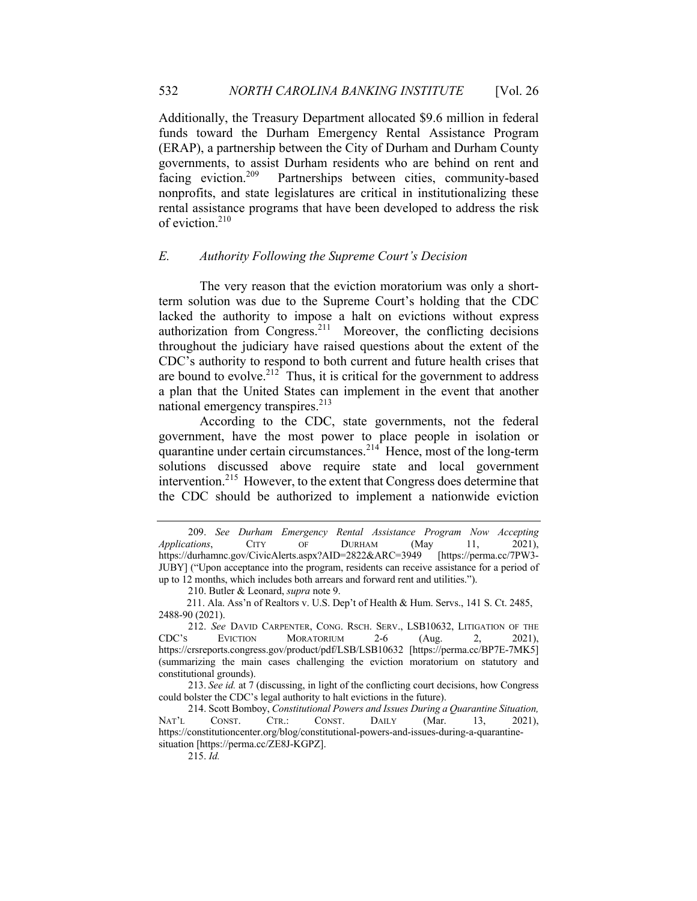Additionally, the Treasury Department allocated $9.6 million in federal funds toward the Durham Emergency Rental Assistance Program (ERAP), a partnership between the City of Durham and Durham County governments, to assist Durham residents who are behind on rent and facing eviction.[209] Partnerships between cities, community-based nonprofits, and state legislatures are critical in institutionalizing these rental assistance programs that have been developed to address the risk of eviction.[210]

### *E. Authority Following the Supreme Court's Decision*

The very reason that the eviction moratorium was only a short-term solution was due to the Supreme Court's holding that the CDC lacked the authority to impose a halt on evictions without express authorization from Congress.[211] Moreover, the conflicting decisions throughout the judiciary have raised questions about the extent of the CDC's authority to respond to both current and future health crises that are bound to evolve.[212] Thus, it is critical for the government to address a plan that the United States can implement in the event that another national emergency transpires.[213]

According to the CDC, state governments, not the federal government, have the most power to place people in isolation or quarantine under certain circumstances.[214] Hence, most of the long-term solutions discussed above require state and local government intervention.[215] However, to the extent that Congress does determine that the CDC should be authorized to implement a nationwide eviction

---

209. *See Durham Emergency Rental Assistance Program Now Accepting Applications*, CITY OF DURHAM (May 11, 2021), https://durhamnc.gov/CivicAlerts.aspx?AID=2822&ARC=3949 [https://perma.cc/7PW3-JUBY] ("Upon acceptance into the program, residents can receive assistance for a period of up to 12 months, which includes both arrears and forward rent and utilities.").

210. Butler & Leonard, *supra* note 9.

211. Ala. Ass'n of Realtors v. U.S. Dep't of Health & Hum. Servs., 141 S. Ct. 2485, 2488-90 (2021).

212. *See* DAVID CARPENTER, CONG. RSCH. SERV., LSB10632, LITIGATION OF THE CDC'S EVICTION MORATORIUM 2-6 (Aug. 2, 2021), https://crsreports.congress.gov/product/pdf/LSB/LSB10632 [https://perma.cc/BP7E-7MK5] (summarizing the main cases challenging the eviction moratorium on statutory and constitutional grounds).

213. *See id.* at 7 (discussing, in light of the conflicting court decisions, how Congress could bolster the CDC's legal authority to halt evictions in the future).

214. Scott Bomboy, *Constitutional Powers and Issues During a Quarantine Situation,* NAT'L CONST. CTR.: CONST. DAILY (Mar. 13, 2021), https://constitutioncenter.org/blog/constitutional-powers-and-issues-during-a-quarantine-situation [https://perma.cc/ZE8J-KGPZ].

215. *Id.*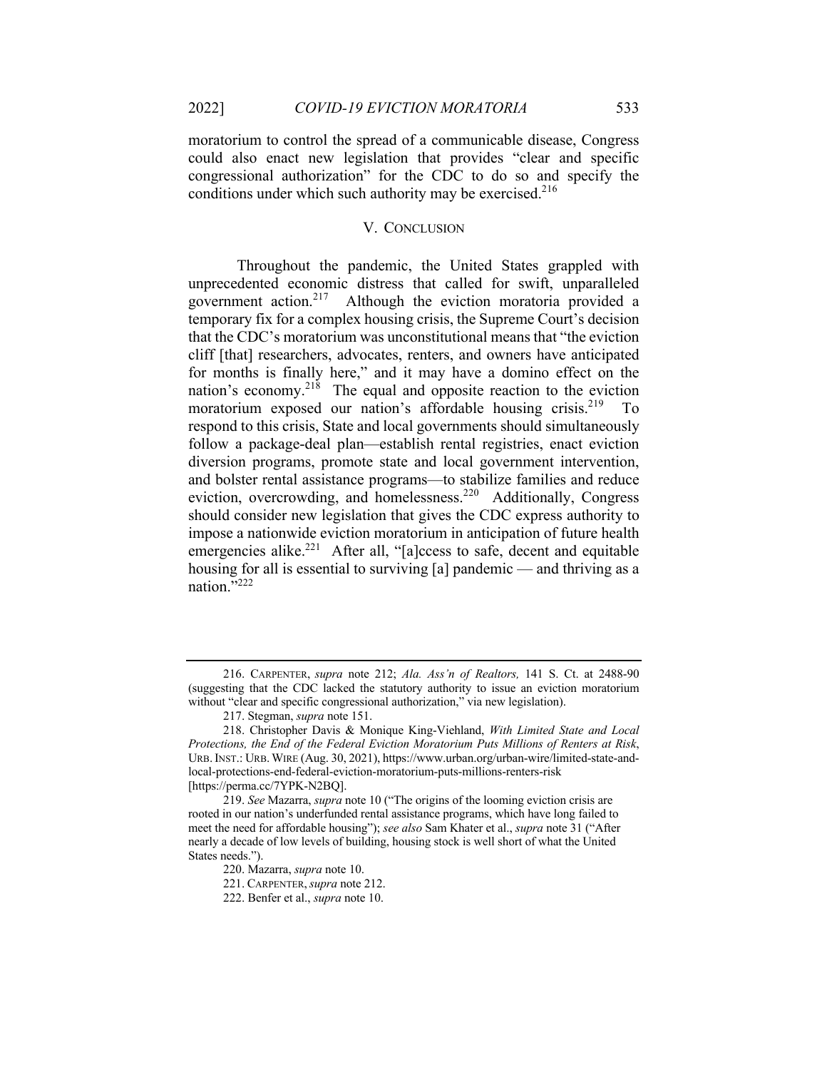moratorium to control the spread of a communicable disease, Congress could also enact new legislation that provides "clear and specific congressional authorization" for the CDC to do so and specify the conditions under which such authority may be exercised.[216]

## V. Conclusion

Throughout the pandemic, the United States grappled with unprecedented economic distress that called for swift, unparalleled government action.[217] Although the eviction moratoria provided a temporary fix for a complex housing crisis, the Supreme Court's decision that the CDC's moratorium was unconstitutional means that "the eviction cliff [that] researchers, advocates, renters, and owners have anticipated for months is finally here," and it may have a domino effect on the nation's economy.[218] The equal and opposite reaction to the eviction moratorium exposed our nation's affordable housing crisis.[219] To respond to this crisis, State and local governments should simultaneously follow a package-deal plan—establish rental registries, enact eviction diversion programs, promote state and local government intervention, and bolster rental assistance programs—to stabilize families and reduce eviction, overcrowding, and homelessness.[220] Additionally, Congress should consider new legislation that gives the CDC express authority to impose a nationwide eviction moratorium in anticipation of future health emergencies alike.[221] After all, "[a]ccess to safe, decent and equitable housing for all is essential to surviving [a] pandemic — and thriving as a nation."[222]

---

216. Carpenter, *supra* note 212; *Ala. Ass'n of Realtors,* 141 S. Ct. at 2488-90 (suggesting that the CDC lacked the statutory authority to issue an eviction moratorium without "clear and specific congressional authorization," via new legislation).

217. Stegman, *supra* note 151.

218. Christopher Davis & Monique King-Viehland, *With Limited State and Local Protections, the End of the Federal Eviction Moratorium Puts Millions of Renters at Risk*, Urb. Inst.: Urb. Wire (Aug. 30, 2021), https://www.urban.org/urban-wire/limited-state-and-local-protections-end-federal-eviction-moratorium-puts-millions-renters-risk [https://perma.cc/7YPK-N2BQ].

219. *See* Mazarra, *supra* note 10 ("The origins of the looming eviction crisis are rooted in our nation's underfunded rental assistance programs, which have long failed to meet the need for affordable housing"); *see also* Sam Khater et al., *supra* note 31 ("After nearly a decade of low levels of building, housing stock is well short of what the United States needs.").

220. Mazarra, *supra* note 10.

221. Carpenter, *supra* note 212.

222. Benfer et al., *supra* note 10.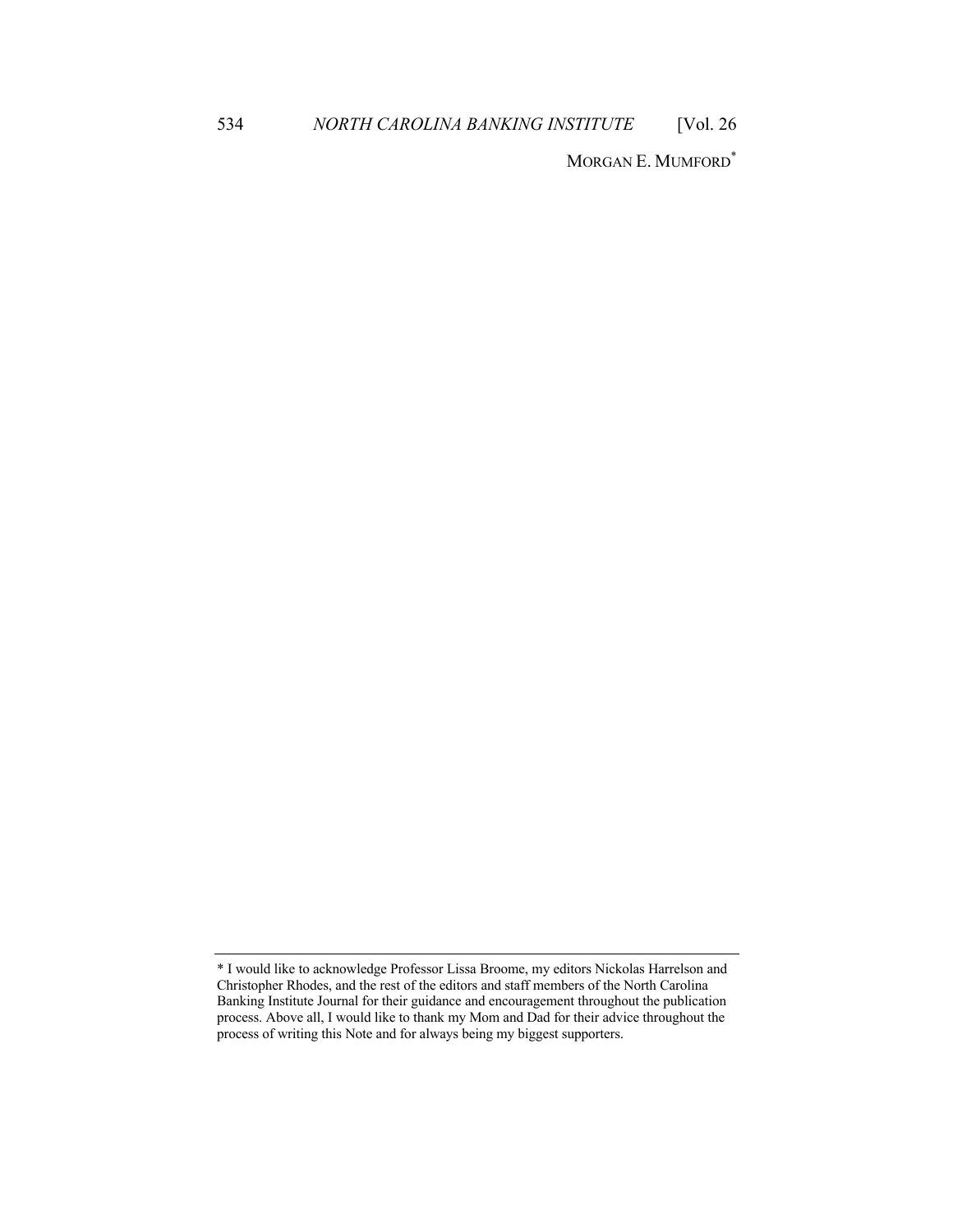MORGAN E. MUMFORD*

---

* I would like to acknowledge Professor Lissa Broome, my editors Nickolas Harrelson and Christopher Rhodes, and the rest of the editors and staff members of the North Carolina Banking Institute Journal for their guidance and encouragement throughout the publication process. Above all, I would like to thank my Mom and Dad for their advice throughout the process of writing this Note and for always being my biggest supporters.